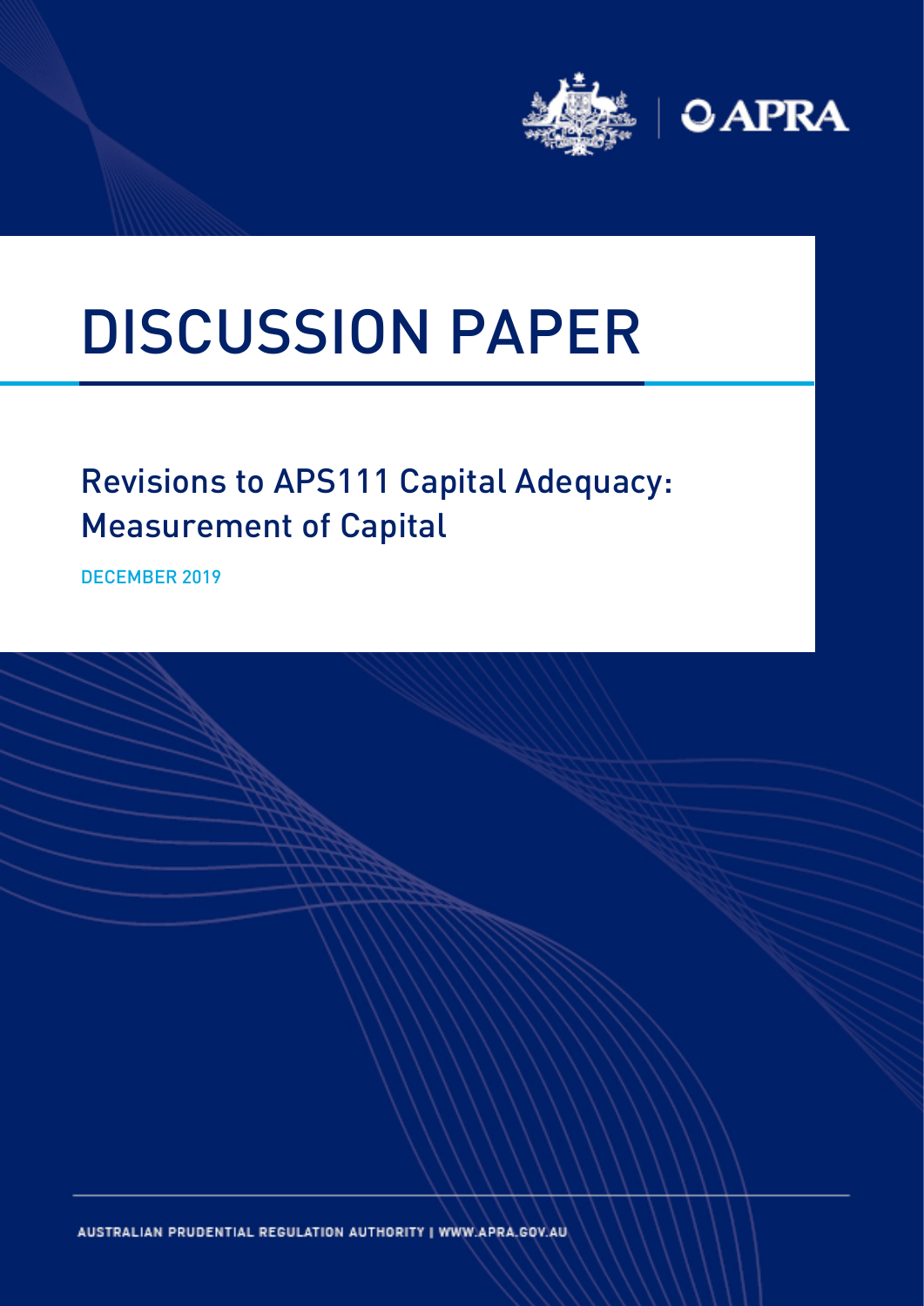APRA

# DISCUSSION PAPER

## Revisions to APS111 Capital Adequacy: Measurement of Capital

DECEMBER 2019

AUSTRALIAN PRUDENTIAL REGULATION AUTHORITY | WWW.APRA.GOV.AU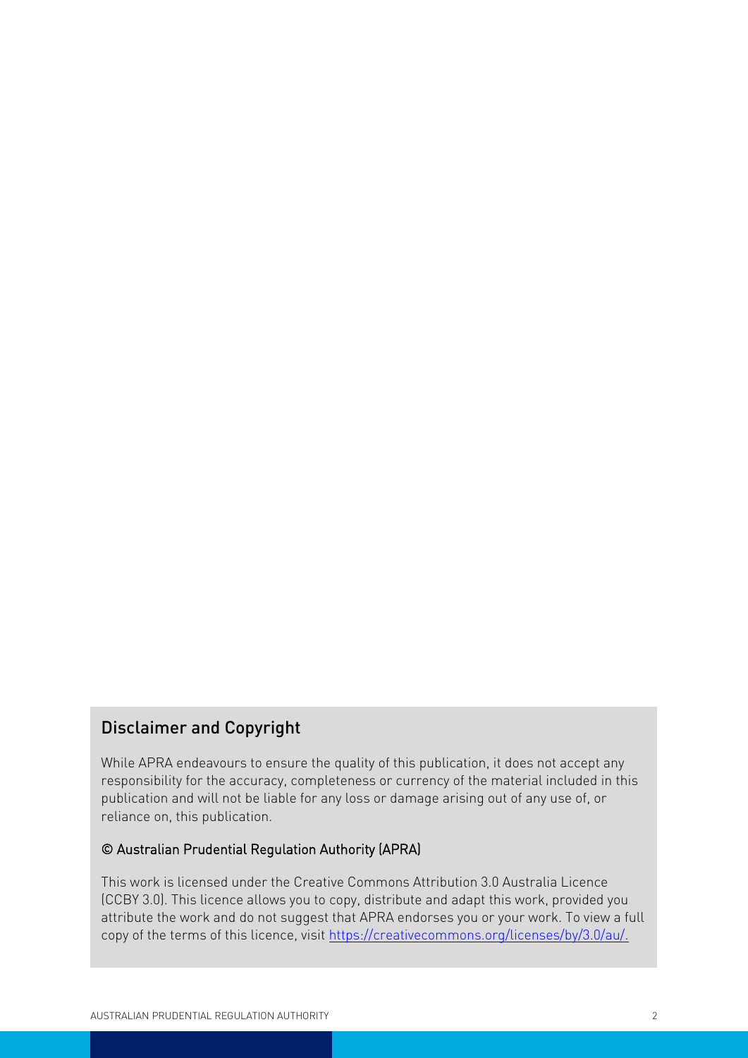## Disclaimer and Copyright

While APRA endeavours to ensure the quality of this publication, it does not accept any responsibility for the accuracy, completeness or currency of the material included in this publication and will not be liable for any loss or damage arising out of any use of, or reliance on, this publication.

### © Australian Prudential Regulation Authority (APRA)

This work is licensed under the Creative Commons Attribution 3.0 Australia Licence (CCBY 3.0). This licence allows you to copy, distribute and adapt this work, provided you attribute the work and do not suggest that APRA endorses you or your work. To view a full copy of the terms of this licence, visit https://creativecommons.org/licenses/by/3.0/au/.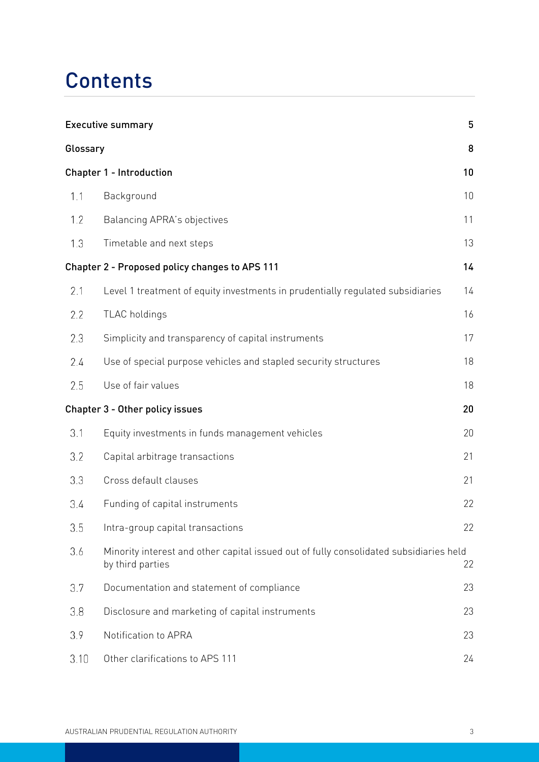# Contents

| | | |
|---|---|---|
| **Executive summary** | | **5** |
| **Glossary** | | **8** |
| **Chapter 1 - Introduction** | | **10** |
| 1.1 | Background | 10 |
| 1.2 | Balancing APRA's objectives | 11 |
| 1.3 | Timetable and next steps | 13 |
| **Chapter 2 - Proposed policy changes to APS 111** | | **14** |
| 2.1 | Level 1 treatment of equity investments in prudentially regulated subsidiaries | 14 |
| 2.2 | TLAC holdings | 16 |
| 2.3 | Simplicity and transparency of capital instruments | 17 |
| 2.4 | Use of special purpose vehicles and stapled security structures | 18 |
| 2.5 | Use of fair values | 18 |
| **Chapter 3 - Other policy issues** | | **20** |
| 3.1 | Equity investments in funds management vehicles | 20 |
| 3.2 | Capital arbitrage transactions | 21 |
| 3.3 | Cross default clauses | 21 |
| 3.4 | Funding of capital instruments | 22 |
| 3.5 | Intra-group capital transactions | 22 |
| 3.6 | Minority interest and other capital issued out of fully consolidated subsidiaries held by third parties | 22 |
| 3.7 | Documentation and statement of compliance | 23 |
| 3.8 | Disclosure and marketing of capital instruments | 23 |
| 3.9 | Notification to APRA | 23 |
| 3.10 | Other clarifications to APS 111 | 24 |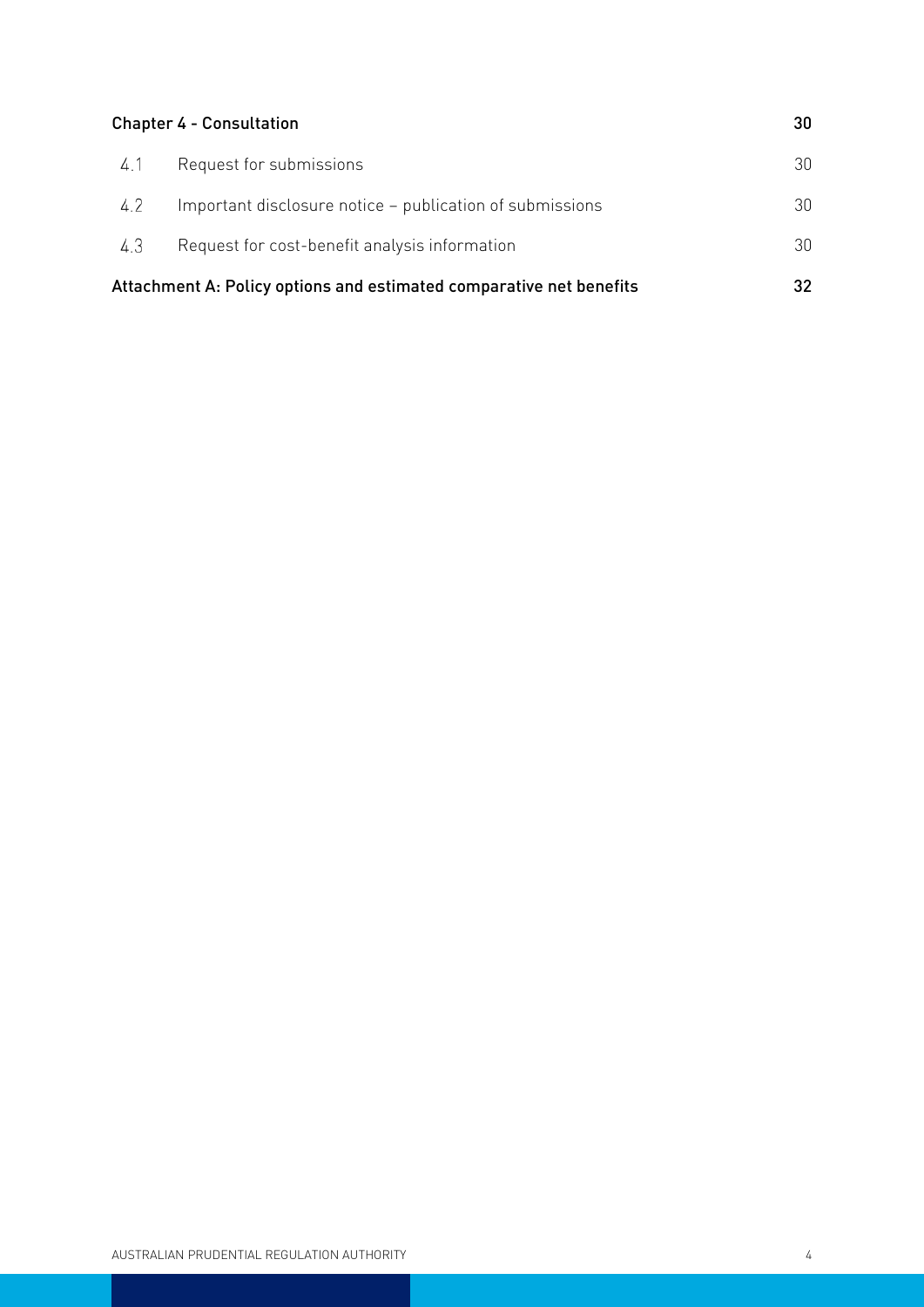| | | |
|---|---|---|
| **Chapter 4 - Consultation** | | **30** |
| 4.1 | Request for submissions | 30 |
| 4.2 | Important disclosure notice – publication of submissions | 30 |
| 4.3 | Request for cost-benefit analysis information | 30 |
| **Attachment A: Policy options and estimated comparative net benefits** | | **32** |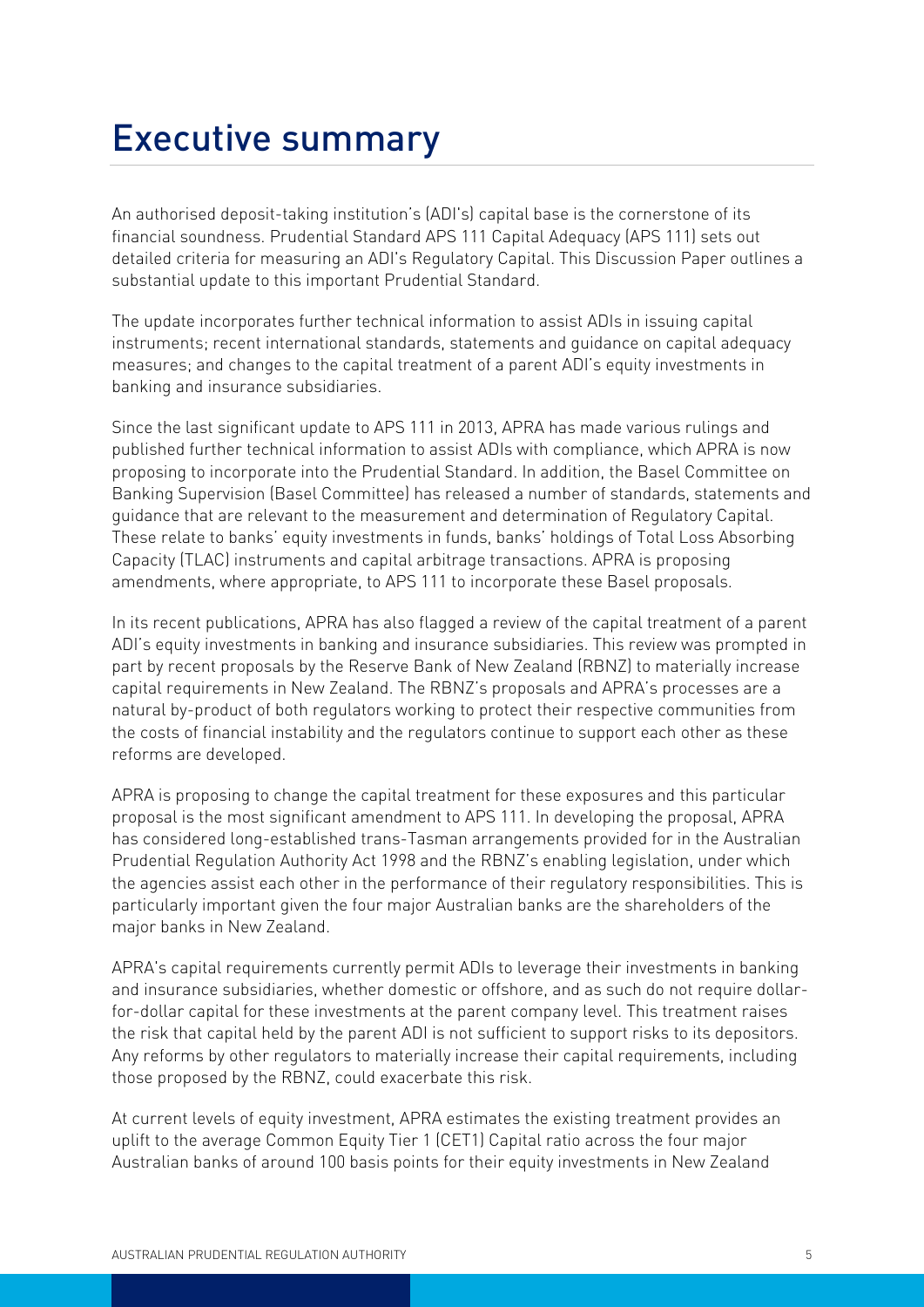# Executive summary

An authorised deposit-taking institution's (ADI's) capital base is the cornerstone of its financial soundness. Prudential Standard APS 111 Capital Adequacy (APS 111) sets out detailed criteria for measuring an ADI's Regulatory Capital. This Discussion Paper outlines a substantial update to this important Prudential Standard.

The update incorporates further technical information to assist ADIs in issuing capital instruments; recent international standards, statements and guidance on capital adequacy measures; and changes to the capital treatment of a parent ADI's equity investments in banking and insurance subsidiaries.

Since the last significant update to APS 111 in 2013, APRA has made various rulings and published further technical information to assist ADIs with compliance, which APRA is now proposing to incorporate into the Prudential Standard. In addition, the Basel Committee on Banking Supervision (Basel Committee) has released a number of standards, statements and guidance that are relevant to the measurement and determination of Regulatory Capital. These relate to banks' equity investments in funds, banks' holdings of Total Loss Absorbing Capacity (TLAC) instruments and capital arbitrage transactions. APRA is proposing amendments, where appropriate, to APS 111 to incorporate these Basel proposals.

In its recent publications, APRA has also flagged a review of the capital treatment of a parent ADI's equity investments in banking and insurance subsidiaries. This review was prompted in part by recent proposals by the Reserve Bank of New Zealand (RBNZ) to materially increase capital requirements in New Zealand. The RBNZ's proposals and APRA's processes are a natural by-product of both regulators working to protect their respective communities from the costs of financial instability and the regulators continue to support each other as these reforms are developed.

APRA is proposing to change the capital treatment for these exposures and this particular proposal is the most significant amendment to APS 111. In developing the proposal, APRA has considered long-established trans-Tasman arrangements provided for in the Australian Prudential Regulation Authority Act 1998 and the RBNZ's enabling legislation, under which the agencies assist each other in the performance of their regulatory responsibilities. This is particularly important given the four major Australian banks are the shareholders of the major banks in New Zealand.

APRA's capital requirements currently permit ADIs to leverage their investments in banking and insurance subsidiaries, whether domestic or offshore, and as such do not require dollar-for-dollar capital for these investments at the parent company level. This treatment raises the risk that capital held by the parent ADI is not sufficient to support risks to its depositors. Any reforms by other regulators to materially increase their capital requirements, including those proposed by the RBNZ, could exacerbate this risk.

At current levels of equity investment, APRA estimates the existing treatment provides an uplift to the average Common Equity Tier 1 (CET1) Capital ratio across the four major Australian banks of around 100 basis points for their equity investments in New Zealand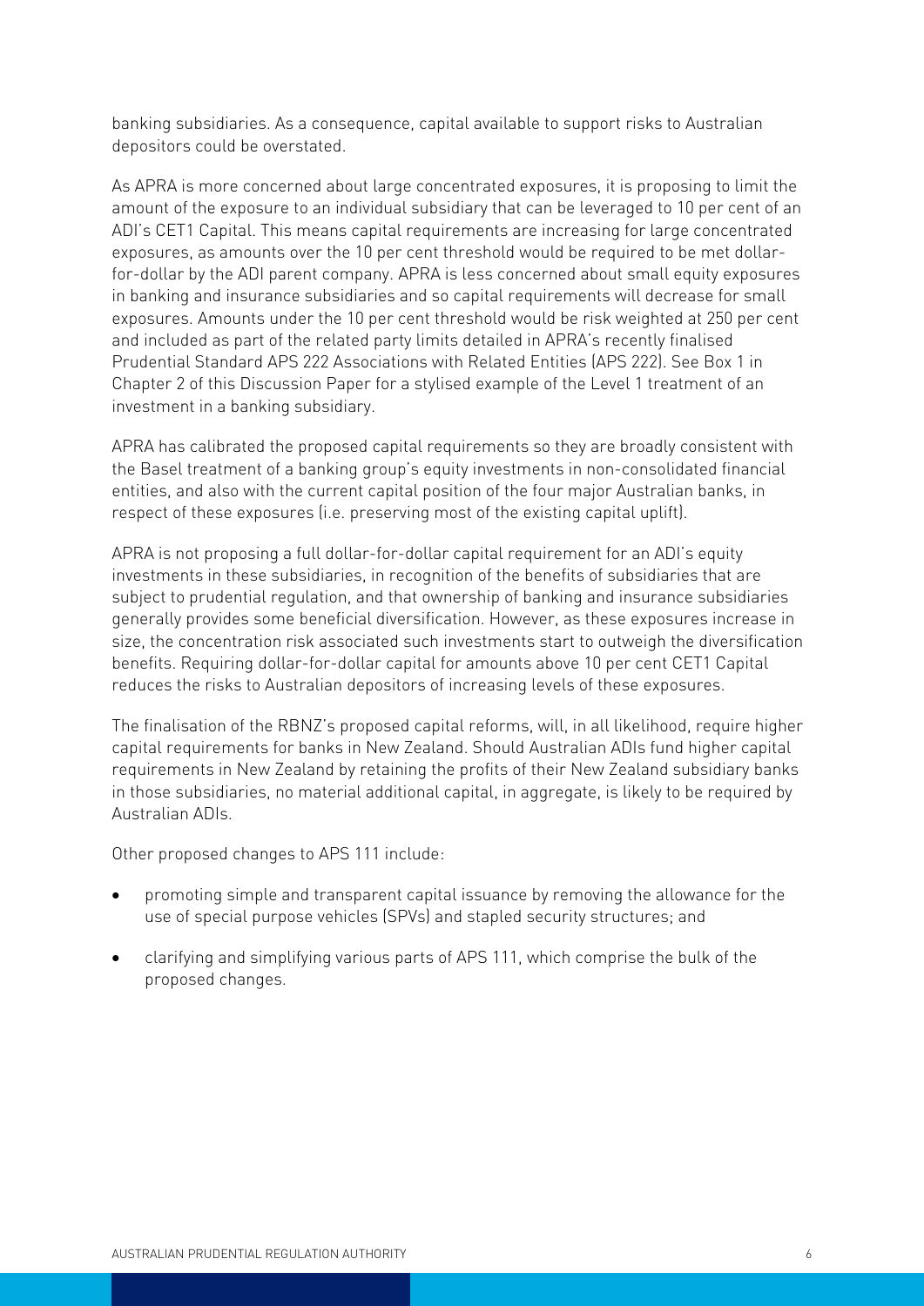banking subsidiaries. As a consequence, capital available to support risks to Australian depositors could be overstated.

As APRA is more concerned about large concentrated exposures, it is proposing to limit the amount of the exposure to an individual subsidiary that can be leveraged to 10 per cent of an ADI's CET1 Capital. This means capital requirements are increasing for large concentrated exposures, as amounts over the 10 per cent threshold would be required to be met dollar-for-dollar by the ADI parent company. APRA is less concerned about small equity exposures in banking and insurance subsidiaries and so capital requirements will decrease for small exposures. Amounts under the 10 per cent threshold would be risk weighted at 250 per cent and included as part of the related party limits detailed in APRA's recently finalised Prudential Standard APS 222 Associations with Related Entities (APS 222). See Box 1 in Chapter 2 of this Discussion Paper for a stylised example of the Level 1 treatment of an investment in a banking subsidiary.

APRA has calibrated the proposed capital requirements so they are broadly consistent with the Basel treatment of a banking group's equity investments in non-consolidated financial entities, and also with the current capital position of the four major Australian banks, in respect of these exposures (i.e. preserving most of the existing capital uplift).

APRA is not proposing a full dollar-for-dollar capital requirement for an ADI's equity investments in these subsidiaries, in recognition of the benefits of subsidiaries that are subject to prudential regulation, and that ownership of banking and insurance subsidiaries generally provides some beneficial diversification. However, as these exposures increase in size, the concentration risk associated such investments start to outweigh the diversification benefits. Requiring dollar-for-dollar capital for amounts above 10 per cent CET1 Capital reduces the risks to Australian depositors of increasing levels of these exposures.

The finalisation of the RBNZ's proposed capital reforms, will, in all likelihood, require higher capital requirements for banks in New Zealand. Should Australian ADIs fund higher capital requirements in New Zealand by retaining the profits of their New Zealand subsidiary banks in those subsidiaries, no material additional capital, in aggregate, is likely to be required by Australian ADIs.

Other proposed changes to APS 111 include:

- promoting simple and transparent capital issuance by removing the allowance for the use of special purpose vehicles (SPVs) and stapled security structures; and
- clarifying and simplifying various parts of APS 111, which comprise the bulk of the proposed changes.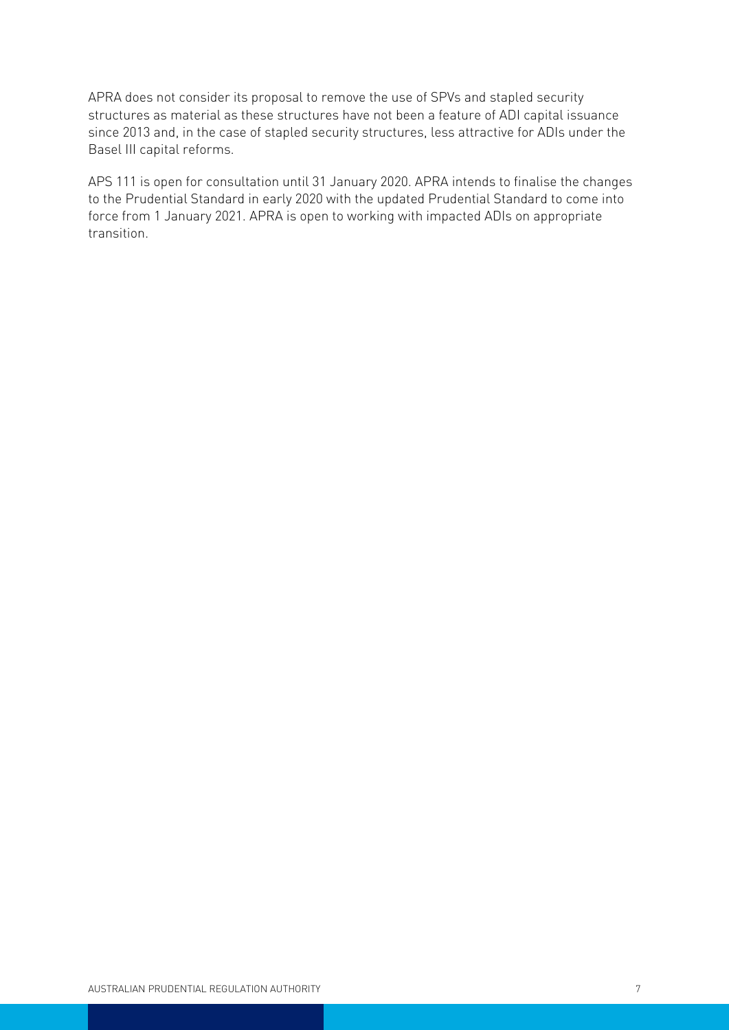APRA does not consider its proposal to remove the use of SPVs and stapled security structures as material as these structures have not been a feature of ADI capital issuance since 2013 and, in the case of stapled security structures, less attractive for ADIs under the Basel III capital reforms.

APS 111 is open for consultation until 31 January 2020. APRA intends to finalise the changes to the Prudential Standard in early 2020 with the updated Prudential Standard to come into force from 1 January 2021. APRA is open to working with impacted ADIs on appropriate transition.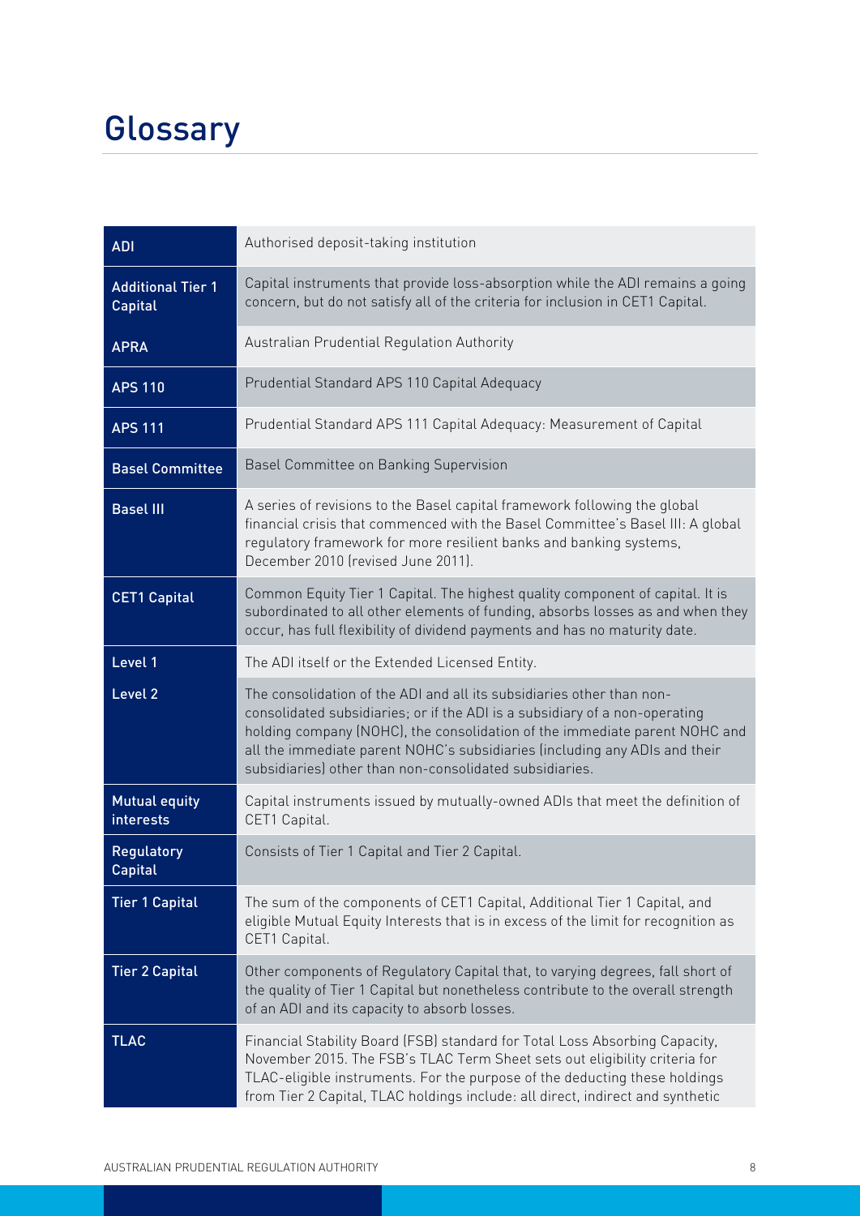# Glossary

| | |
|---|---|
| **ADI** | Authorised deposit-taking institution |
| **Additional Tier 1 Capital** | Capital instruments that provide loss-absorption while the ADI remains a going concern, but do not satisfy all of the criteria for inclusion in CET1 Capital. |
| **APRA** | Australian Prudential Regulation Authority |
| **APS 110** | Prudential Standard APS 110 Capital Adequacy |
| **APS 111** | Prudential Standard APS 111 Capital Adequacy: Measurement of Capital |
| **Basel Committee** | Basel Committee on Banking Supervision |
| **Basel III** | A series of revisions to the Basel capital framework following the global financial crisis that commenced with the Basel Committee's Basel III: A global regulatory framework for more resilient banks and banking systems, December 2010 (revised June 2011). |
| **CET1 Capital** | Common Equity Tier 1 Capital. The highest quality component of capital. It is subordinated to all other elements of funding, absorbs losses as and when they occur, has full flexibility of dividend payments and has no maturity date. |
| **Level 1** | The ADI itself or the Extended Licensed Entity. |
| **Level 2** | The consolidation of the ADI and all its subsidiaries other than non-consolidated subsidiaries; or if the ADI is a subsidiary of a non-operating holding company (NOHC), the consolidation of the immediate parent NOHC and all the immediate parent NOHC's subsidiaries (including any ADIs and their subsidiaries) other than non-consolidated subsidiaries. |
| **Mutual equity interests** | Capital instruments issued by mutually-owned ADIs that meet the definition of CET1 Capital. |
| **Regulatory Capital** | Consists of Tier 1 Capital and Tier 2 Capital. |
| **Tier 1 Capital** | The sum of the components of CET1 Capital, Additional Tier 1 Capital, and eligible Mutual Equity Interests that is in excess of the limit for recognition as CET1 Capital. |
| **Tier 2 Capital** | Other components of Regulatory Capital that, to varying degrees, fall short of the quality of Tier 1 Capital but nonetheless contribute to the overall strength of an ADI and its capacity to absorb losses. |
| **TLAC** | Financial Stability Board (FSB) standard for Total Loss Absorbing Capacity, November 2015. The FSB's TLAC Term Sheet sets out eligibility criteria for TLAC-eligible instruments. For the purpose of the deducting these holdings from Tier 2 Capital, TLAC holdings include: all direct, indirect and synthetic |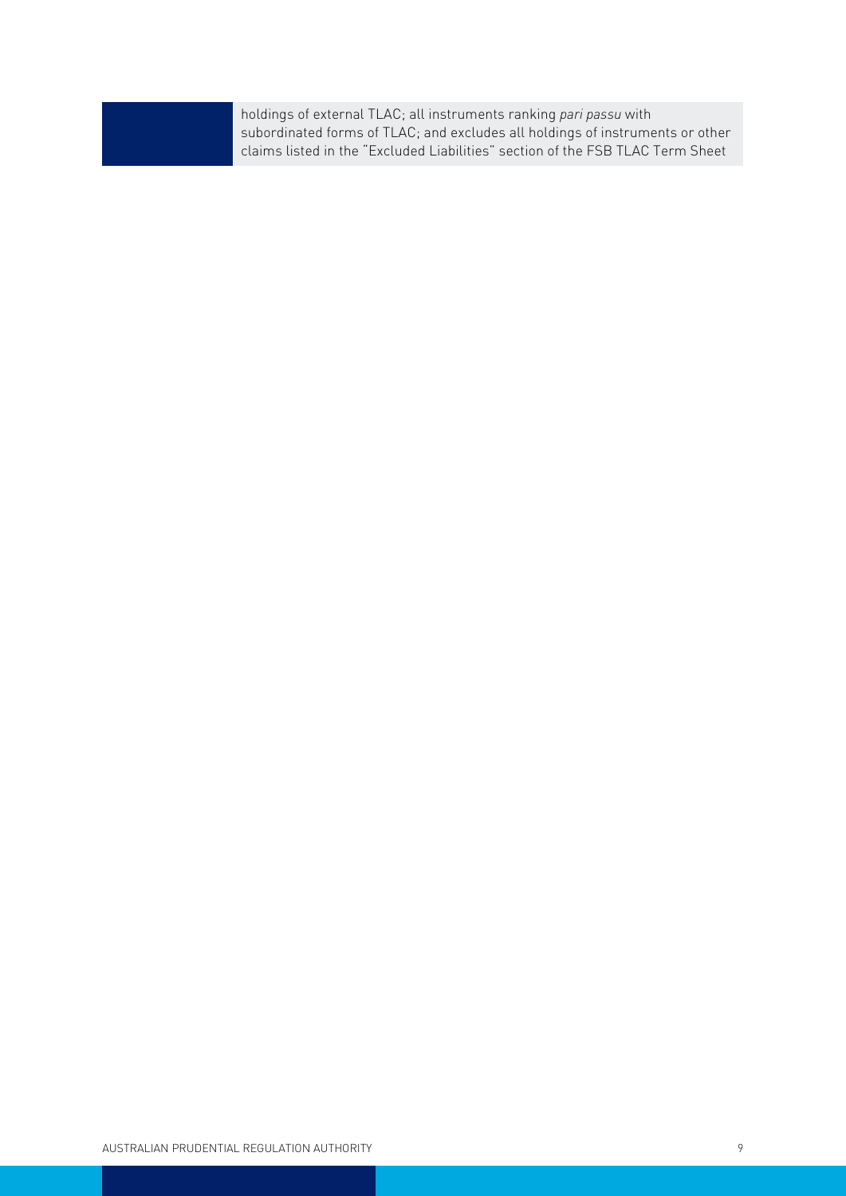holdings of external TLAC; all instruments ranking *pari passu* with subordinated forms of TLAC; and excludes all holdings of instruments or other claims listed in the "Excluded Liabilities" section of the FSB TLAC Term Sheet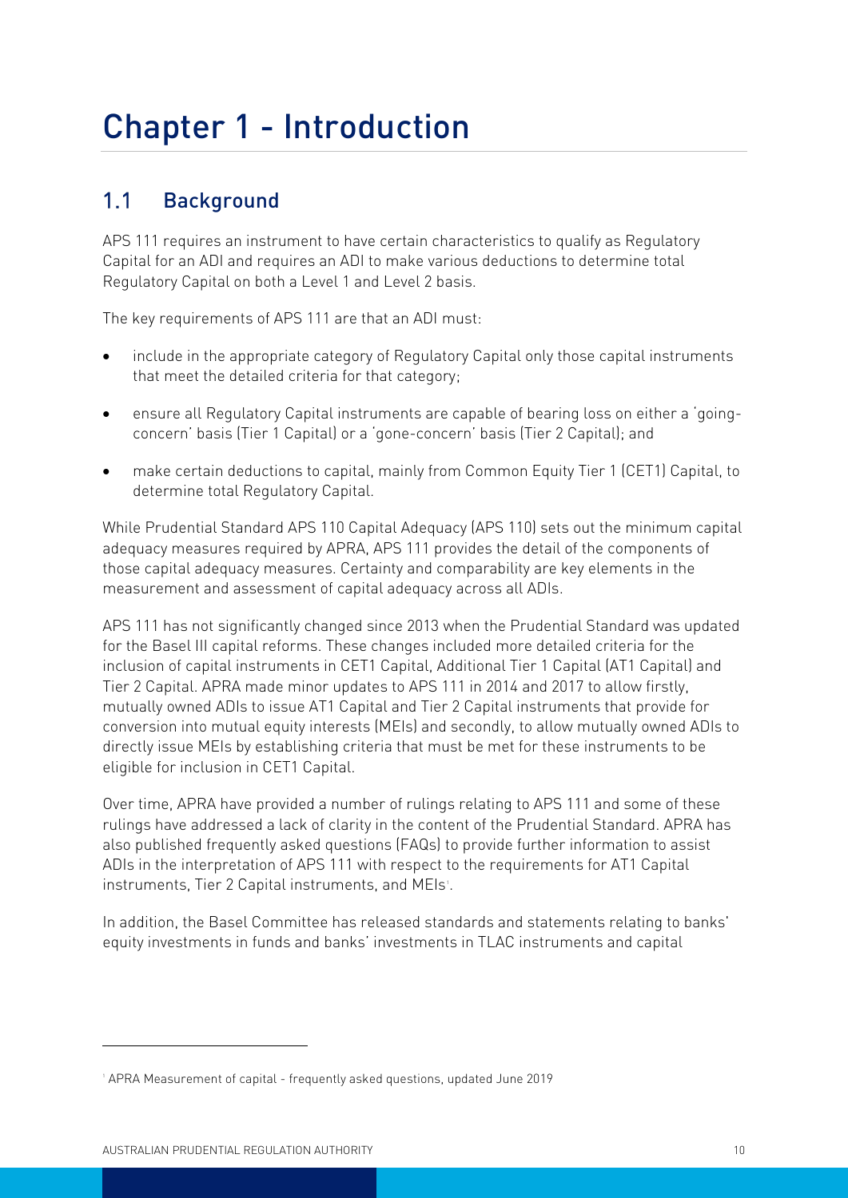# Chapter 1 - Introduction

## 1.1 Background

APS 111 requires an instrument to have certain characteristics to qualify as Regulatory Capital for an ADI and requires an ADI to make various deductions to determine total Regulatory Capital on both a Level 1 and Level 2 basis.

The key requirements of APS 111 are that an ADI must:

- include in the appropriate category of Regulatory Capital only those capital instruments that meet the detailed criteria for that category;
- ensure all Regulatory Capital instruments are capable of bearing loss on either a 'going-concern' basis (Tier 1 Capital) or a 'gone-concern' basis (Tier 2 Capital); and
- make certain deductions to capital, mainly from Common Equity Tier 1 (CET1) Capital, to determine total Regulatory Capital.

While Prudential Standard APS 110 Capital Adequacy (APS 110) sets out the minimum capital adequacy measures required by APRA, APS 111 provides the detail of the components of those capital adequacy measures. Certainty and comparability are key elements in the measurement and assessment of capital adequacy across all ADIs.

APS 111 has not significantly changed since 2013 when the Prudential Standard was updated for the Basel III capital reforms. These changes included more detailed criteria for the inclusion of capital instruments in CET1 Capital, Additional Tier 1 Capital (AT1 Capital) and Tier 2 Capital. APRA made minor updates to APS 111 in 2014 and 2017 to allow firstly, mutually owned ADIs to issue AT1 Capital and Tier 2 Capital instruments that provide for conversion into mutual equity interests (MEIs) and secondly, to allow mutually owned ADIs to directly issue MEIs by establishing criteria that must be met for these instruments to be eligible for inclusion in CET1 Capital.

Over time, APRA have provided a number of rulings relating to APS 111 and some of these rulings have addressed a lack of clarity in the content of the Prudential Standard. APRA has also published frequently asked questions (FAQs) to provide further information to assist ADIs in the interpretation of APS 111 with respect to the requirements for AT1 Capital instruments, Tier 2 Capital instruments, and MEIs[1].

In addition, the Basel Committee has released standards and statements relating to banks' equity investments in funds and banks' investments in TLAC instruments and capital

[1] APRA Measurement of capital - frequently asked questions, updated June 2019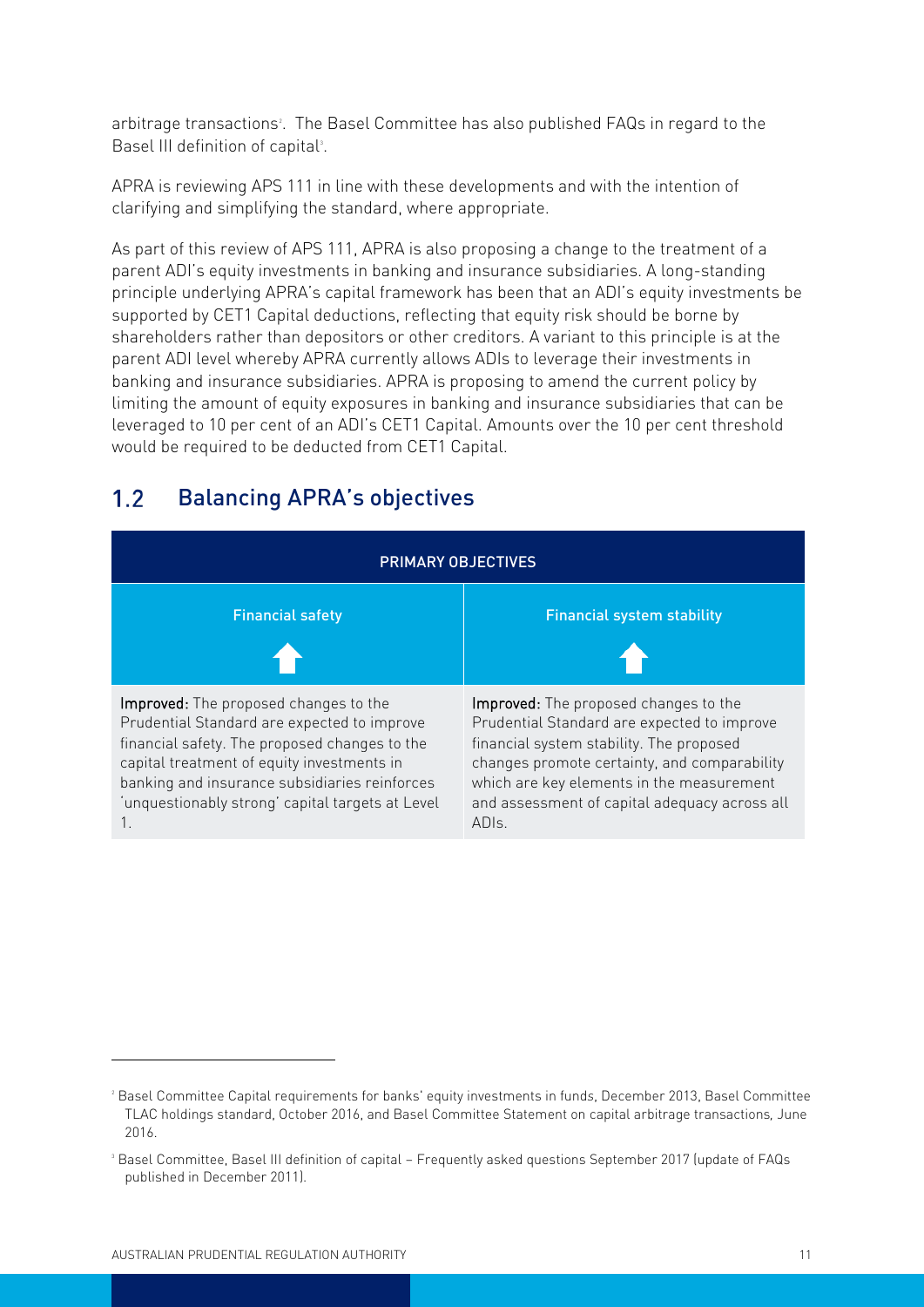arbitrage transactions[2]. The Basel Committee has also published FAQs in regard to the Basel III definition of capital[3].

APRA is reviewing APS 111 in line with these developments and with the intention of clarifying and simplifying the standard, where appropriate.

As part of this review of APS 111, APRA is also proposing a change to the treatment of a parent ADI's equity investments in banking and insurance subsidiaries. A long-standing principle underlying APRA's capital framework has been that an ADI's equity investments be supported by CET1 Capital deductions, reflecting that equity risk should be borne by shareholders rather than depositors or other creditors. A variant to this principle is at the parent ADI level whereby APRA currently allows ADIs to leverage their investments in banking and insurance subsidiaries. APRA is proposing to amend the current policy by limiting the amount of equity exposures in banking and insurance subsidiaries that can be leveraged to 10 per cent of an ADI's CET1 Capital. Amounts over the 10 per cent threshold would be required to be deducted from CET1 Capital.

## 1.2 Balancing APRA's objectives

| PRIMARY OBJECTIVES | |
|---|---|
| Financial safety | Financial system stability |
| **Improved:** The proposed changes to the Prudential Standard are expected to improve financial safety. The proposed changes to the capital treatment of equity investments in banking and insurance subsidiaries reinforces 'unquestionably strong' capital targets at Level 1. | **Improved:** The proposed changes to the Prudential Standard are expected to improve financial system stability. The proposed changes promote certainty, and comparability which are key elements in the measurement and assessment of capital adequacy across all ADIs. |

[2] Basel Committee Capital requirements for banks' equity investments in funds, December 2013, Basel Committee TLAC holdings standard, October 2016, and Basel Committee Statement on capital arbitrage transactions, June 2016.

[3] Basel Committee, Basel III definition of capital – Frequently asked questions September 2017 (update of FAQs published in December 2011).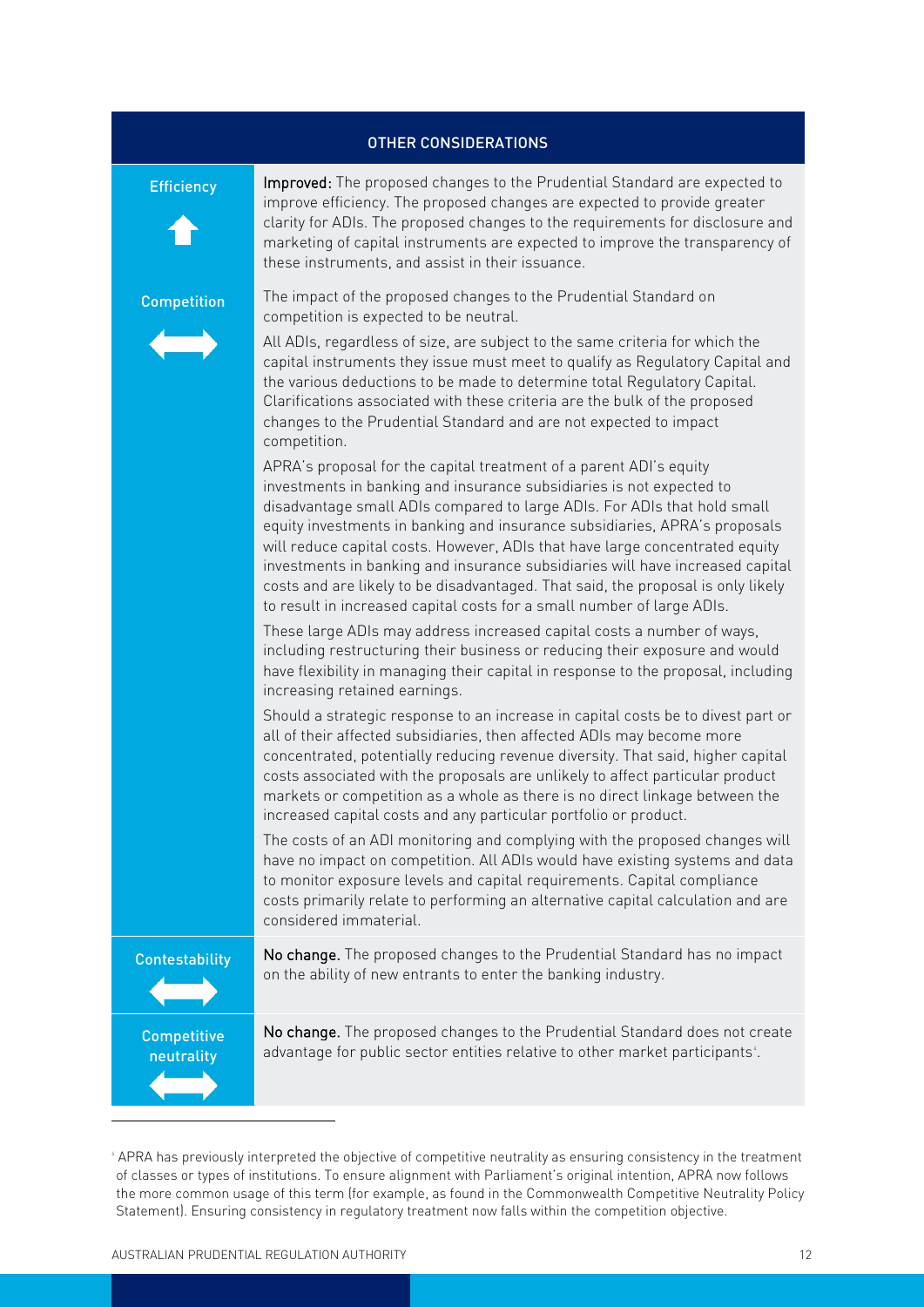| OTHER CONSIDERATIONS | |
|---|---|
| Efficiency ⬆ | **Improved:** The proposed changes to the Prudential Standard are expected to improve efficiency. The proposed changes are expected to provide greater clarity for ADIs. The proposed changes to the requirements for disclosure and marketing of capital instruments are expected to improve the transparency of these instruments, and assist in their issuance. |
| Competition ⟷ | The impact of the proposed changes to the Prudential Standard on competition is expected to be neutral.<br><br>All ADIs, regardless of size, are subject to the same criteria for which the capital instruments they issue must meet to qualify as Regulatory Capital and the various deductions to be made to determine total Regulatory Capital. Clarifications associated with these criteria are the bulk of the proposed changes to the Prudential Standard and are not expected to impact competition.<br><br>APRA's proposal for the capital treatment of a parent ADI's equity investments in banking and insurance subsidiaries is not expected to disadvantage small ADIs compared to large ADIs. For ADIs that hold small equity investments in banking and insurance subsidiaries, APRA's proposals will reduce capital costs. However, ADIs that have large concentrated equity investments in banking and insurance subsidiaries will have increased capital costs and are likely to be disadvantaged. That said, the proposal is only likely to result in increased capital costs for a small number of large ADIs.<br><br>These large ADIs may address increased capital costs a number of ways, including restructuring their business or reducing their exposure and would have flexibility in managing their capital in response to the proposal, including increasing retained earnings.<br><br>Should a strategic response to an increase in capital costs be to divest part or all of their affected subsidiaries, then affected ADIs may become more concentrated, potentially reducing revenue diversity. That said, higher capital costs associated with the proposals are unlikely to affect particular product markets or competition as a whole as there is no direct linkage between the increased capital costs and any particular portfolio or product.<br><br>The costs of an ADI monitoring and complying with the proposed changes will have no impact on competition. All ADIs would have existing systems and data to monitor exposure levels and capital requirements. Capital compliance costs primarily relate to performing an alternative capital calculation and are considered immaterial. |
| Contestability ⟷ | **No change.** The proposed changes to the Prudential Standard has no impact on the ability of new entrants to enter the banking industry. |
| Competitive neutrality ⟷ | **No change.** The proposed changes to the Prudential Standard does not create advantage for public sector entities relative to other market participants[6]. |

[6] APRA has previously interpreted the objective of competitive neutrality as ensuring consistency in the treatment of classes or types of institutions. To ensure alignment with Parliament's original intention, APRA now follows the more common usage of this term (for example, as found in the Commonwealth Competitive Neutrality Policy Statement). Ensuring consistency in regulatory treatment now falls within the competition objective.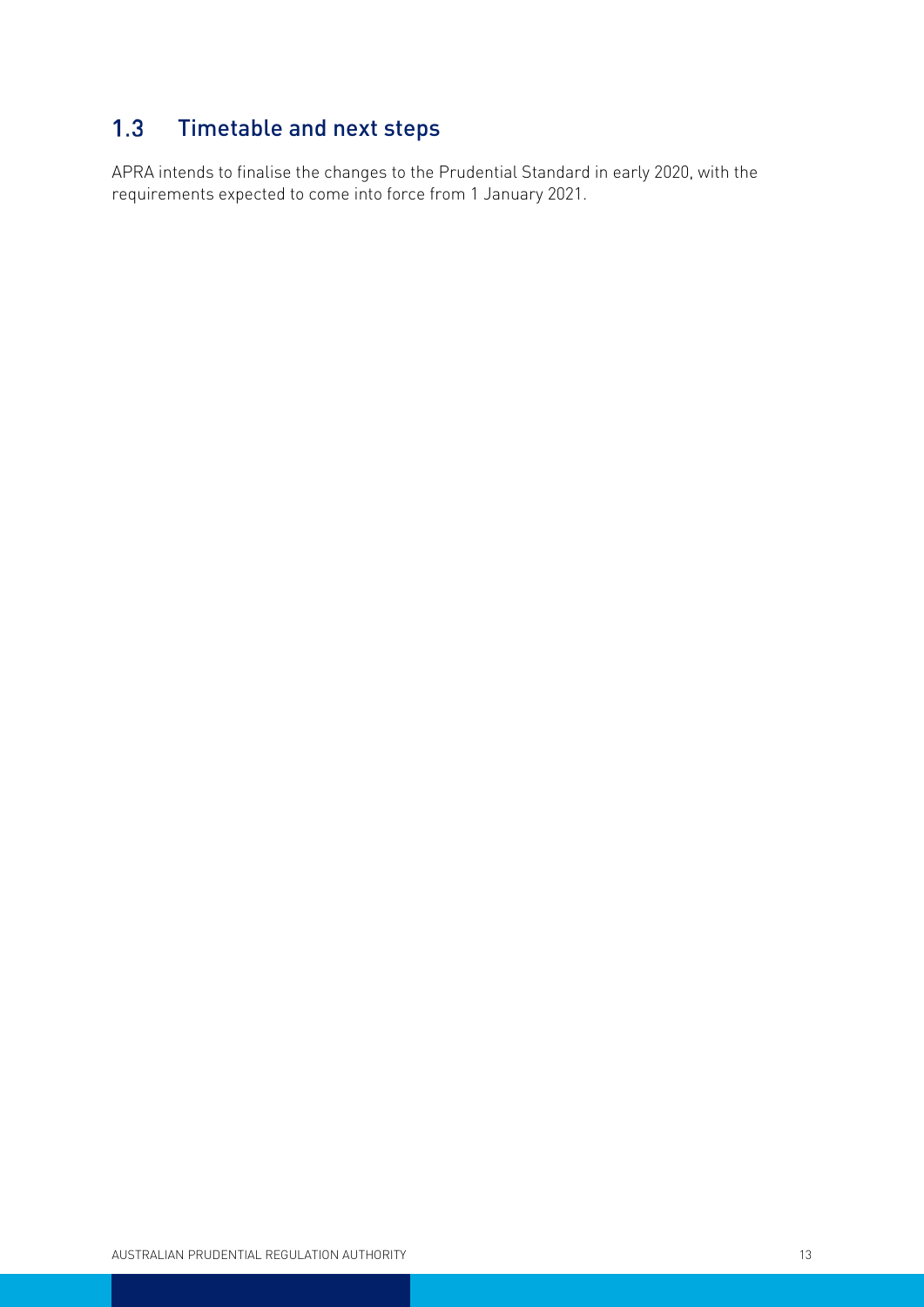## 1.3 Timetable and next steps

APRA intends to finalise the changes to the Prudential Standard in early 2020, with the requirements expected to come into force from 1 January 2021.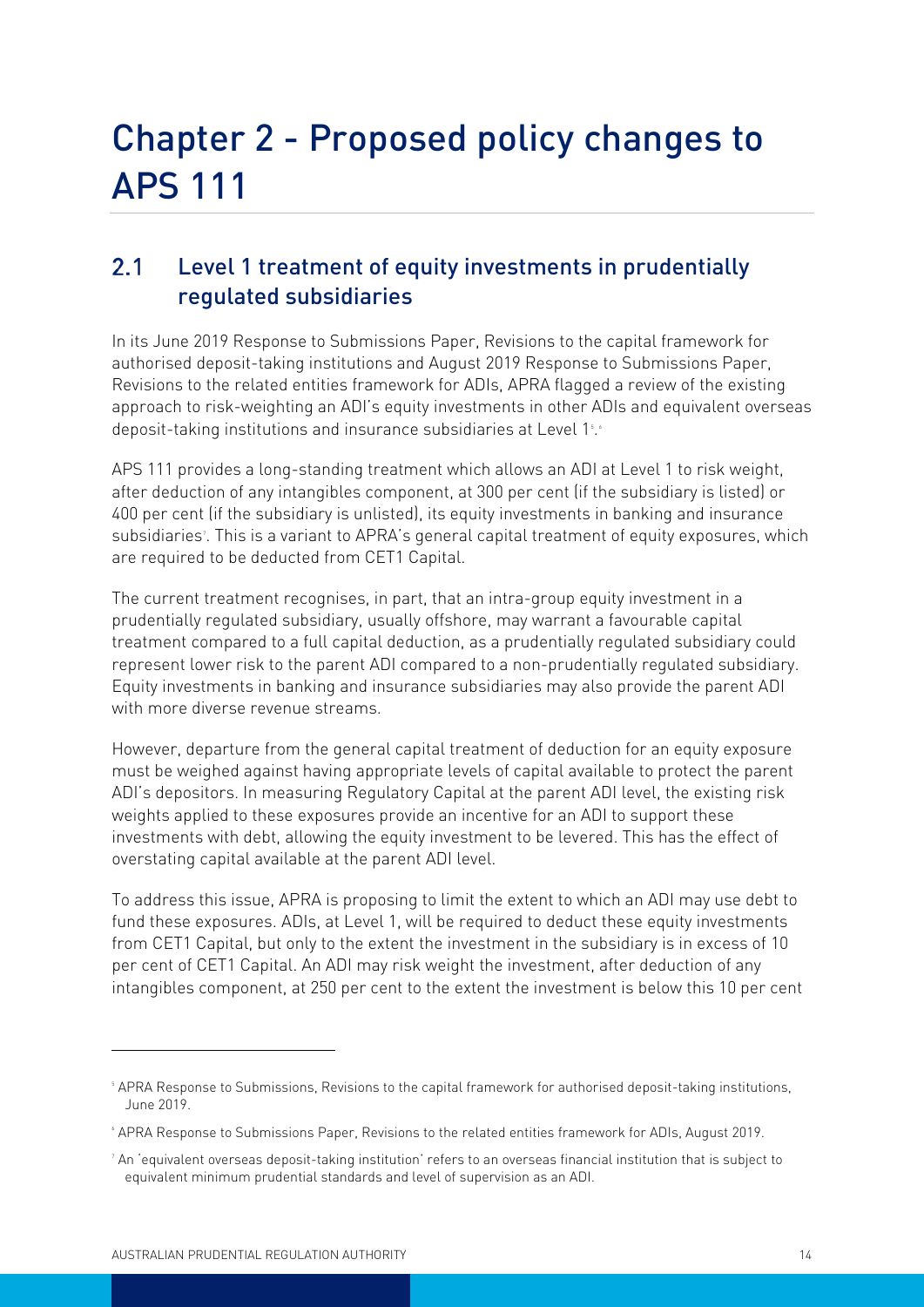# Chapter 2 - Proposed policy changes to APS 111

## 2.1 Level 1 treatment of equity investments in prudentially regulated subsidiaries

In its June 2019 Response to Submissions Paper, Revisions to the capital framework for authorised deposit-taking institutions and August 2019 Response to Submissions Paper, Revisions to the related entities framework for ADIs, APRA flagged a review of the existing approach to risk-weighting an ADI's equity investments in other ADIs and equivalent overseas deposit-taking institutions and insurance subsidiaries at Level 1[5],[6]

APS 111 provides a long-standing treatment which allows an ADI at Level 1 to risk weight, after deduction of any intangibles component, at 300 per cent (if the subsidiary is listed) or 400 per cent (if the subsidiary is unlisted), its equity investments in banking and insurance subsidiaries[7]. This is a variant to APRA's general capital treatment of equity exposures, which are required to be deducted from CET1 Capital.

The current treatment recognises, in part, that an intra-group equity investment in a prudentially regulated subsidiary, usually offshore, may warrant a favourable capital treatment compared to a full capital deduction, as a prudentially regulated subsidiary could represent lower risk to the parent ADI compared to a non-prudentially regulated subsidiary. Equity investments in banking and insurance subsidiaries may also provide the parent ADI with more diverse revenue streams.

However, departure from the general capital treatment of deduction for an equity exposure must be weighed against having appropriate levels of capital available to protect the parent ADI's depositors. In measuring Regulatory Capital at the parent ADI level, the existing risk weights applied to these exposures provide an incentive for an ADI to support these investments with debt, allowing the equity investment to be levered. This has the effect of overstating capital available at the parent ADI level.

To address this issue, APRA is proposing to limit the extent to which an ADI may use debt to fund these exposures. ADIs, at Level 1, will be required to deduct these equity investments from CET1 Capital, but only to the extent the investment in the subsidiary is in excess of 10 per cent of CET1 Capital. An ADI may risk weight the investment, after deduction of any intangibles component, at 250 per cent to the extent the investment is below this 10 per cent

---

[5] APRA Response to Submissions, Revisions to the capital framework for authorised deposit-taking institutions, June 2019.

[6] APRA Response to Submissions Paper, Revisions to the related entities framework for ADIs, August 2019.

[7] An 'equivalent overseas deposit-taking institution' refers to an overseas financial institution that is subject to equivalent minimum prudential standards and level of supervision as an ADI.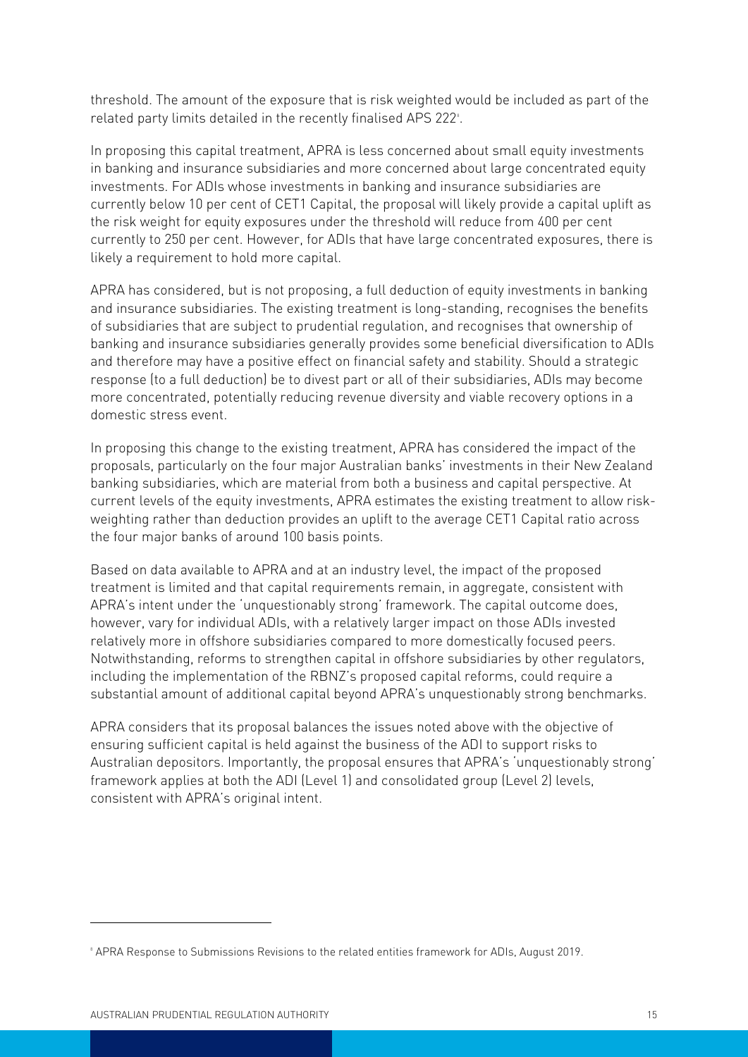threshold. The amount of the exposure that is risk weighted would be included as part of the related party limits detailed in the recently finalised APS 222[8].

In proposing this capital treatment, APRA is less concerned about small equity investments in banking and insurance subsidiaries and more concerned about large concentrated equity investments. For ADIs whose investments in banking and insurance subsidiaries are currently below 10 per cent of CET1 Capital, the proposal will likely provide a capital uplift as the risk weight for equity exposures under the threshold will reduce from 400 per cent currently to 250 per cent. However, for ADIs that have large concentrated exposures, there is likely a requirement to hold more capital.

APRA has considered, but is not proposing, a full deduction of equity investments in banking and insurance subsidiaries. The existing treatment is long-standing, recognises the benefits of subsidiaries that are subject to prudential regulation, and recognises that ownership of banking and insurance subsidiaries generally provides some beneficial diversification to ADIs and therefore may have a positive effect on financial safety and stability. Should a strategic response (to a full deduction) be to divest part or all of their subsidiaries, ADIs may become more concentrated, potentially reducing revenue diversity and viable recovery options in a domestic stress event.

In proposing this change to the existing treatment, APRA has considered the impact of the proposals, particularly on the four major Australian banks' investments in their New Zealand banking subsidiaries, which are material from both a business and capital perspective. At current levels of the equity investments, APRA estimates the existing treatment to allow risk-weighting rather than deduction provides an uplift to the average CET1 Capital ratio across the four major banks of around 100 basis points.

Based on data available to APRA and at an industry level, the impact of the proposed treatment is limited and that capital requirements remain, in aggregate, consistent with APRA's intent under the 'unquestionably strong' framework. The capital outcome does, however, vary for individual ADIs, with a relatively larger impact on those ADIs invested relatively more in offshore subsidiaries compared to more domestically focused peers. Notwithstanding, reforms to strengthen capital in offshore subsidiaries by other regulators, including the implementation of the RBNZ's proposed capital reforms, could require a substantial amount of additional capital beyond APRA's unquestionably strong benchmarks.

APRA considers that its proposal balances the issues noted above with the objective of ensuring sufficient capital is held against the business of the ADI to support risks to Australian depositors. Importantly, the proposal ensures that APRA's 'unquestionably strong' framework applies at both the ADI (Level 1) and consolidated group (Level 2) levels, consistent with APRA's original intent.

---

[8] APRA Response to Submissions Revisions to the related entities framework for ADIs, August 2019.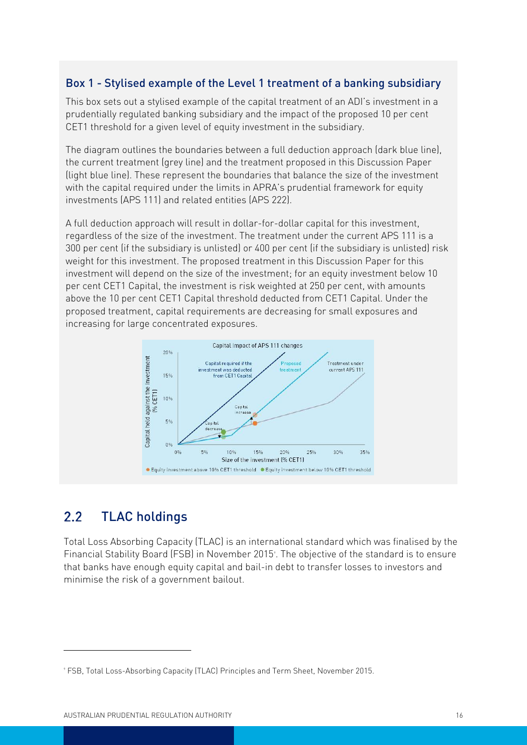### Box 1 - Stylised example of the Level 1 treatment of a banking subsidiary

This box sets out a stylised example of the capital treatment of an ADI's investment in a prudentially regulated banking subsidiary and the impact of the proposed 10 per cent CET1 threshold for a given level of equity investment in the subsidiary.

The diagram outlines the boundaries between a full deduction approach (dark blue line), the current treatment (grey line) and the treatment proposed in this Discussion Paper (light blue line). These represent the boundaries that balance the size of the investment with the capital required under the limits in APRA's prudential framework for equity investments (APS 111) and related entities (APS 222).

A full deduction approach will result in dollar-for-dollar capital for this investment, regardless of the size of the investment. The treatment under the current APS 111 is a 300 per cent (if the subsidiary is unlisted) or 400 per cent (if the subsidiary is unlisted) risk weight for this investment. The proposed treatment in this Discussion Paper for this investment will depend on the size of the investment; for an equity investment below 10 per cent CET1 Capital, the investment is risk weighted at 250 per cent, with amounts above the 10 per cent CET1 Capital threshold deducted from CET1 Capital. Under the proposed treatment, capital requirements are decreasing for small exposures and increasing for large concentrated exposures.

Capital impact of APS 111 changes

## 2.2 TLAC holdings

Total Loss Absorbing Capacity (TLAC) is an international standard which was finalised by the Financial Stability Board (FSB) in November 2015[9]. The objective of the standard is to ensure that banks have enough equity capital and bail-in debt to transfer losses to investors and minimise the risk of a government bailout.

[9] FSB, Total Loss-Absorbing Capacity (TLAC) Principles and Term Sheet, November 2015.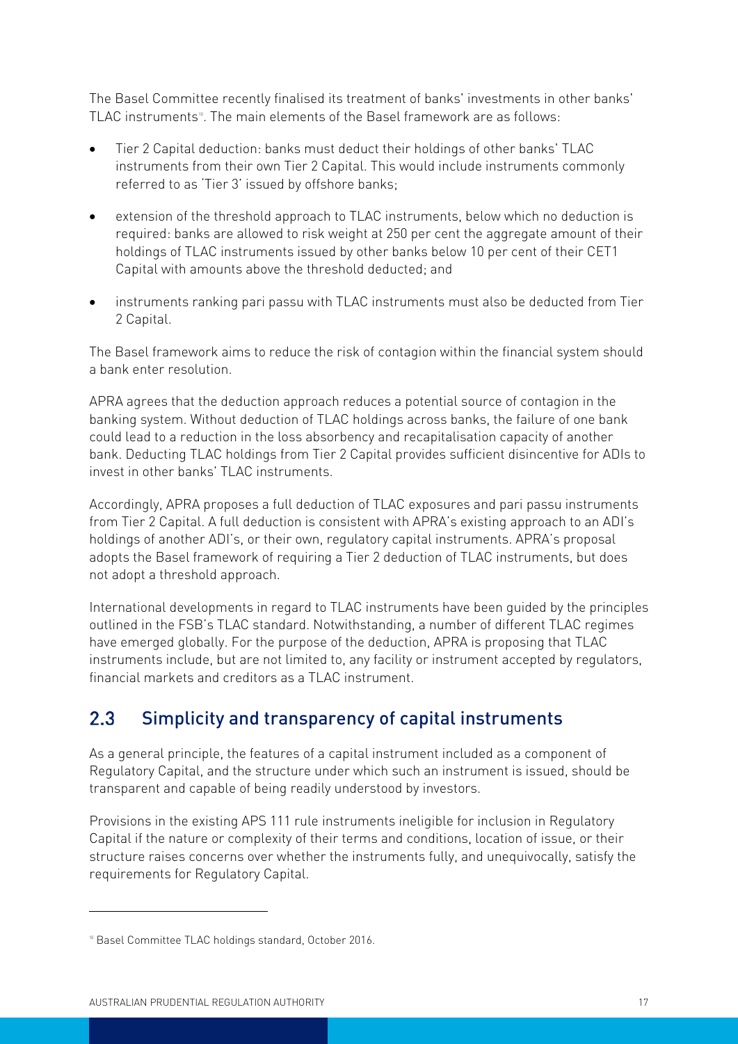The Basel Committee recently finalised its treatment of banks' investments in other banks' TLAC instruments[10]. The main elements of the Basel framework are as follows:

- Tier 2 Capital deduction: banks must deduct their holdings of other banks' TLAC instruments from their own Tier 2 Capital. This would include instruments commonly referred to as 'Tier 3' issued by offshore banks;
- extension of the threshold approach to TLAC instruments, below which no deduction is required: banks are allowed to risk weight at 250 per cent the aggregate amount of their holdings of TLAC instruments issued by other banks below 10 per cent of their CET1 Capital with amounts above the threshold deducted; and
- instruments ranking pari passu with TLAC instruments must also be deducted from Tier 2 Capital.

The Basel framework aims to reduce the risk of contagion within the financial system should a bank enter resolution.

APRA agrees that the deduction approach reduces a potential source of contagion in the banking system. Without deduction of TLAC holdings across banks, the failure of one bank could lead to a reduction in the loss absorbency and recapitalisation capacity of another bank. Deducting TLAC holdings from Tier 2 Capital provides sufficient disincentive for ADIs to invest in other banks' TLAC instruments.

Accordingly, APRA proposes a full deduction of TLAC exposures and pari passu instruments from Tier 2 Capital. A full deduction is consistent with APRA's existing approach to an ADI's holdings of another ADI's, or their own, regulatory capital instruments. APRA's proposal adopts the Basel framework of requiring a Tier 2 deduction of TLAC instruments, but does not adopt a threshold approach.

International developments in regard to TLAC instruments have been guided by the principles outlined in the FSB's TLAC standard. Notwithstanding, a number of different TLAC regimes have emerged globally. For the purpose of the deduction, APRA is proposing that TLAC instruments include, but are not limited to, any facility or instrument accepted by regulators, financial markets and creditors as a TLAC instrument.

## 2.3 Simplicity and transparency of capital instruments

As a general principle, the features of a capital instrument included as a component of Regulatory Capital, and the structure under which such an instrument is issued, should be transparent and capable of being readily understood by investors.

Provisions in the existing APS 111 rule instruments ineligible for inclusion in Regulatory Capital if the nature or complexity of their terms and conditions, location of issue, or their structure raises concerns over whether the instruments fully, and unequivocally, satisfy the requirements for Regulatory Capital.

[10] Basel Committee TLAC holdings standard, October 2016.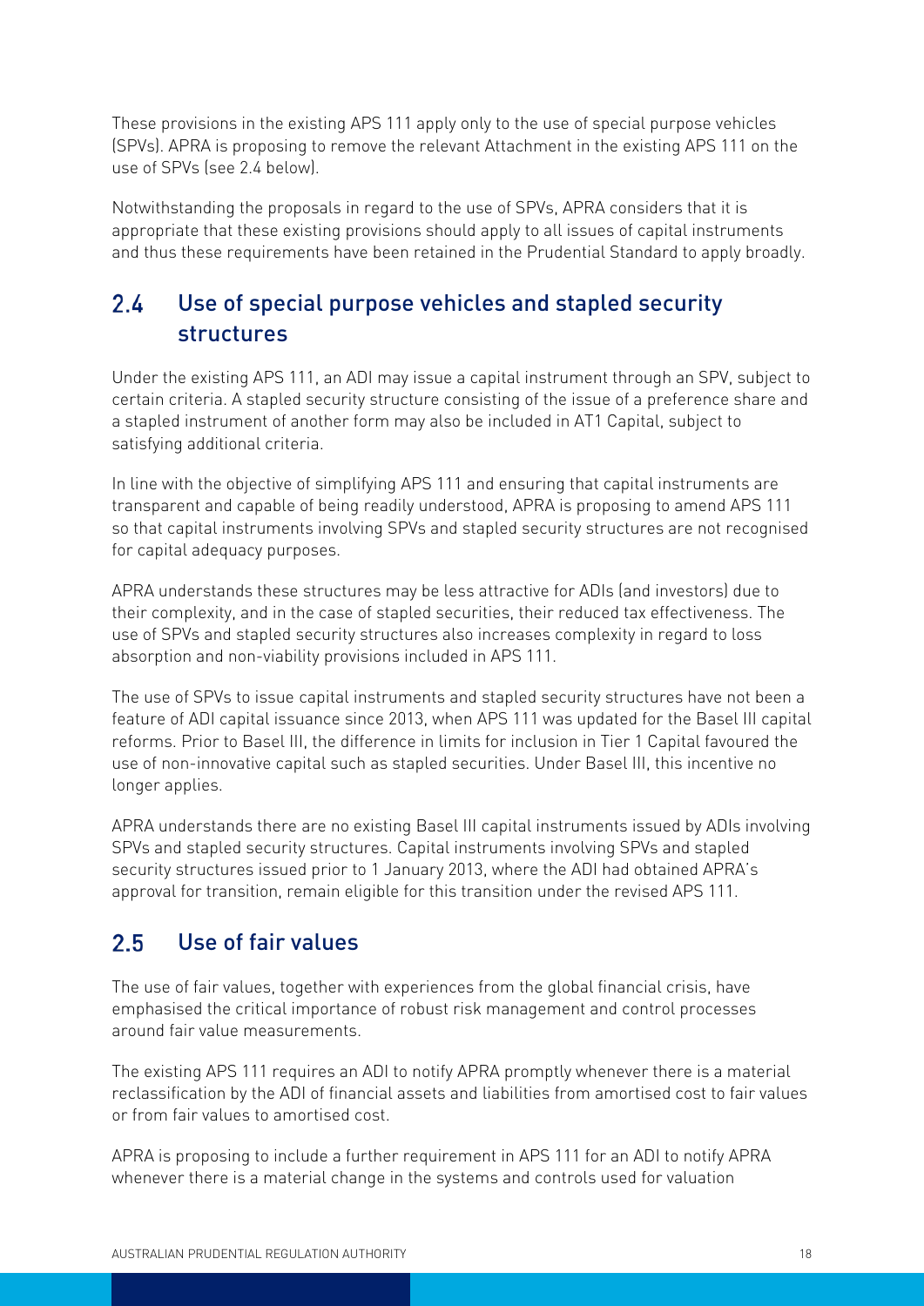These provisions in the existing APS 111 apply only to the use of special purpose vehicles (SPVs). APRA is proposing to remove the relevant Attachment in the existing APS 111 on the use of SPVs (see 2.4 below).

Notwithstanding the proposals in regard to the use of SPVs, APRA considers that it is appropriate that these existing provisions should apply to all issues of capital instruments and thus these requirements have been retained in the Prudential Standard to apply broadly.

## 2.4 Use of special purpose vehicles and stapled security structures

Under the existing APS 111, an ADI may issue a capital instrument through an SPV, subject to certain criteria. A stapled security structure consisting of the issue of a preference share and a stapled instrument of another form may also be included in AT1 Capital, subject to satisfying additional criteria.

In line with the objective of simplifying APS 111 and ensuring that capital instruments are transparent and capable of being readily understood, APRA is proposing to amend APS 111 so that capital instruments involving SPVs and stapled security structures are not recognised for capital adequacy purposes.

APRA understands these structures may be less attractive for ADIs (and investors) due to their complexity, and in the case of stapled securities, their reduced tax effectiveness. The use of SPVs and stapled security structures also increases complexity in regard to loss absorption and non-viability provisions included in APS 111.

The use of SPVs to issue capital instruments and stapled security structures have not been a feature of ADI capital issuance since 2013, when APS 111 was updated for the Basel III capital reforms. Prior to Basel III, the difference in limits for inclusion in Tier 1 Capital favoured the use of non-innovative capital such as stapled securities. Under Basel III, this incentive no longer applies.

APRA understands there are no existing Basel III capital instruments issued by ADIs involving SPVs and stapled security structures. Capital instruments involving SPVs and stapled security structures issued prior to 1 January 2013, where the ADI had obtained APRA's approval for transition, remain eligible for this transition under the revised APS 111.

## 2.5 Use of fair values

The use of fair values, together with experiences from the global financial crisis, have emphasised the critical importance of robust risk management and control processes around fair value measurements.

The existing APS 111 requires an ADI to notify APRA promptly whenever there is a material reclassification by the ADI of financial assets and liabilities from amortised cost to fair values or from fair values to amortised cost.

APRA is proposing to include a further requirement in APS 111 for an ADI to notify APRA whenever there is a material change in the systems and controls used for valuation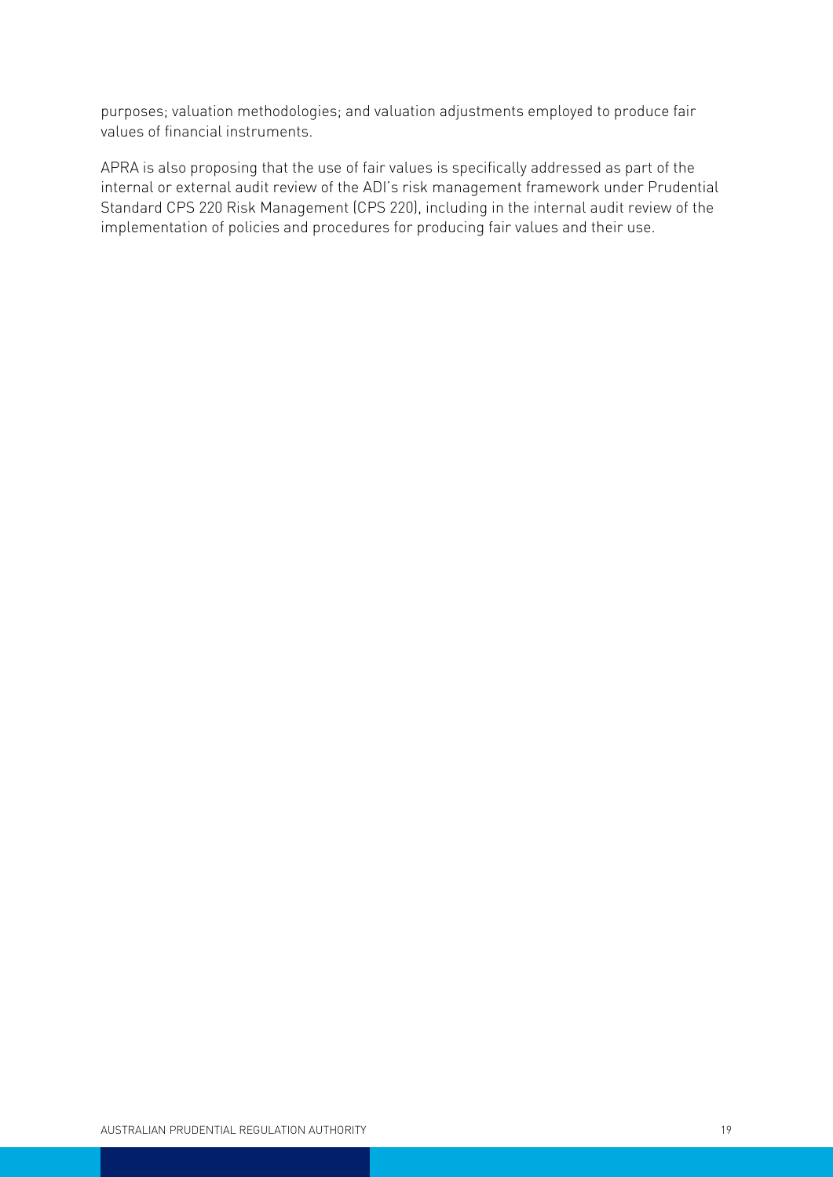purposes; valuation methodologies; and valuation adjustments employed to produce fair values of financial instruments.

APRA is also proposing that the use of fair values is specifically addressed as part of the internal or external audit review of the ADI's risk management framework under Prudential Standard CPS 220 Risk Management (CPS 220), including in the internal audit review of the implementation of policies and procedures for producing fair values and their use.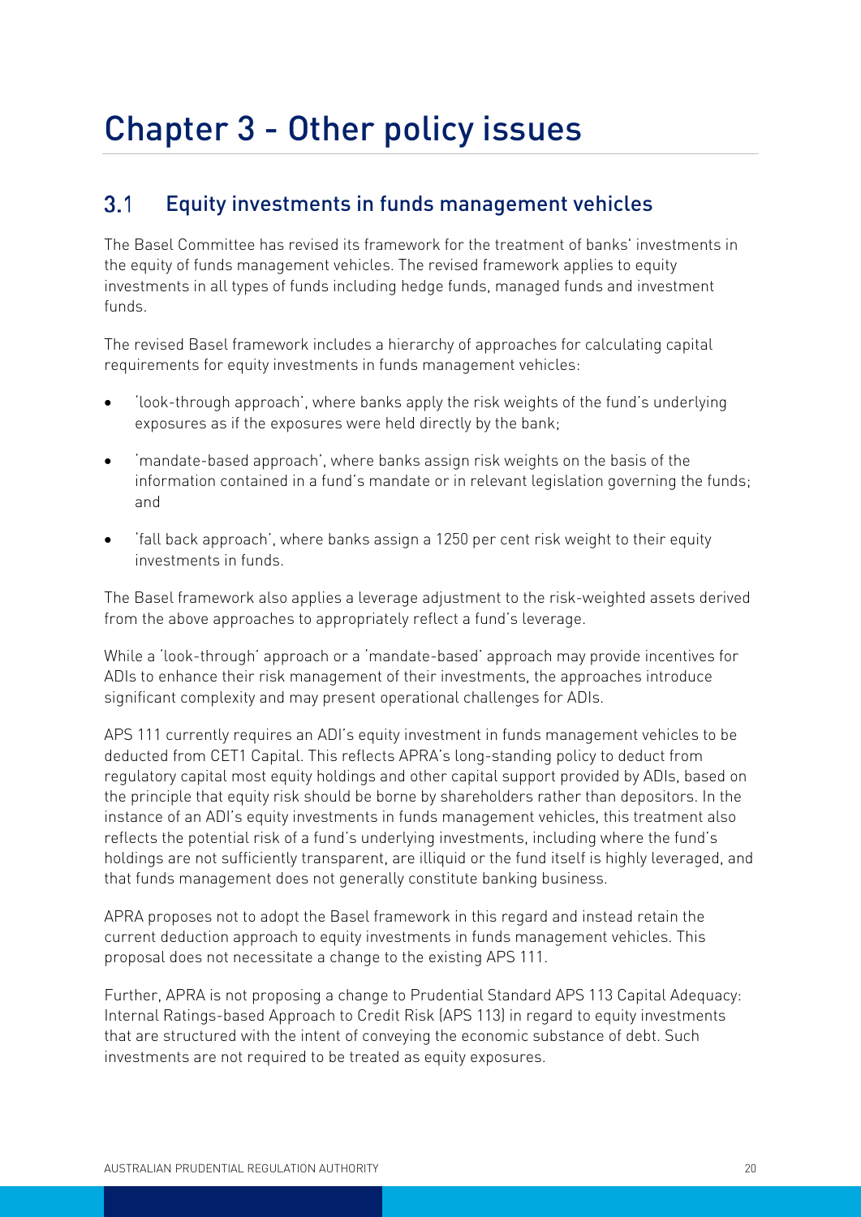# Chapter 3 - Other policy issues

## 3.1 Equity investments in funds management vehicles

The Basel Committee has revised its framework for the treatment of banks' investments in the equity of funds management vehicles. The revised framework applies to equity investments in all types of funds including hedge funds, managed funds and investment funds.

The revised Basel framework includes a hierarchy of approaches for calculating capital requirements for equity investments in funds management vehicles:

- 'look-through approach', where banks apply the risk weights of the fund's underlying exposures as if the exposures were held directly by the bank;
- 'mandate-based approach', where banks assign risk weights on the basis of the information contained in a fund's mandate or in relevant legislation governing the funds; and
- 'fall back approach', where banks assign a 1250 per cent risk weight to their equity investments in funds.

The Basel framework also applies a leverage adjustment to the risk-weighted assets derived from the above approaches to appropriately reflect a fund's leverage.

While a 'look-through' approach or a 'mandate-based' approach may provide incentives for ADIs to enhance their risk management of their investments, the approaches introduce significant complexity and may present operational challenges for ADIs.

APS 111 currently requires an ADI's equity investment in funds management vehicles to be deducted from CET1 Capital. This reflects APRA's long-standing policy to deduct from regulatory capital most equity holdings and other capital support provided by ADIs, based on the principle that equity risk should be borne by shareholders rather than depositors. In the instance of an ADI's equity investments in funds management vehicles, this treatment also reflects the potential risk of a fund's underlying investments, including where the fund's holdings are not sufficiently transparent, are illiquid or the fund itself is highly leveraged, and that funds management does not generally constitute banking business.

APRA proposes not to adopt the Basel framework in this regard and instead retain the current deduction approach to equity investments in funds management vehicles. This proposal does not necessitate a change to the existing APS 111.

Further, APRA is not proposing a change to Prudential Standard APS 113 Capital Adequacy: Internal Ratings-based Approach to Credit Risk (APS 113) in regard to equity investments that are structured with the intent of conveying the economic substance of debt. Such investments are not required to be treated as equity exposures.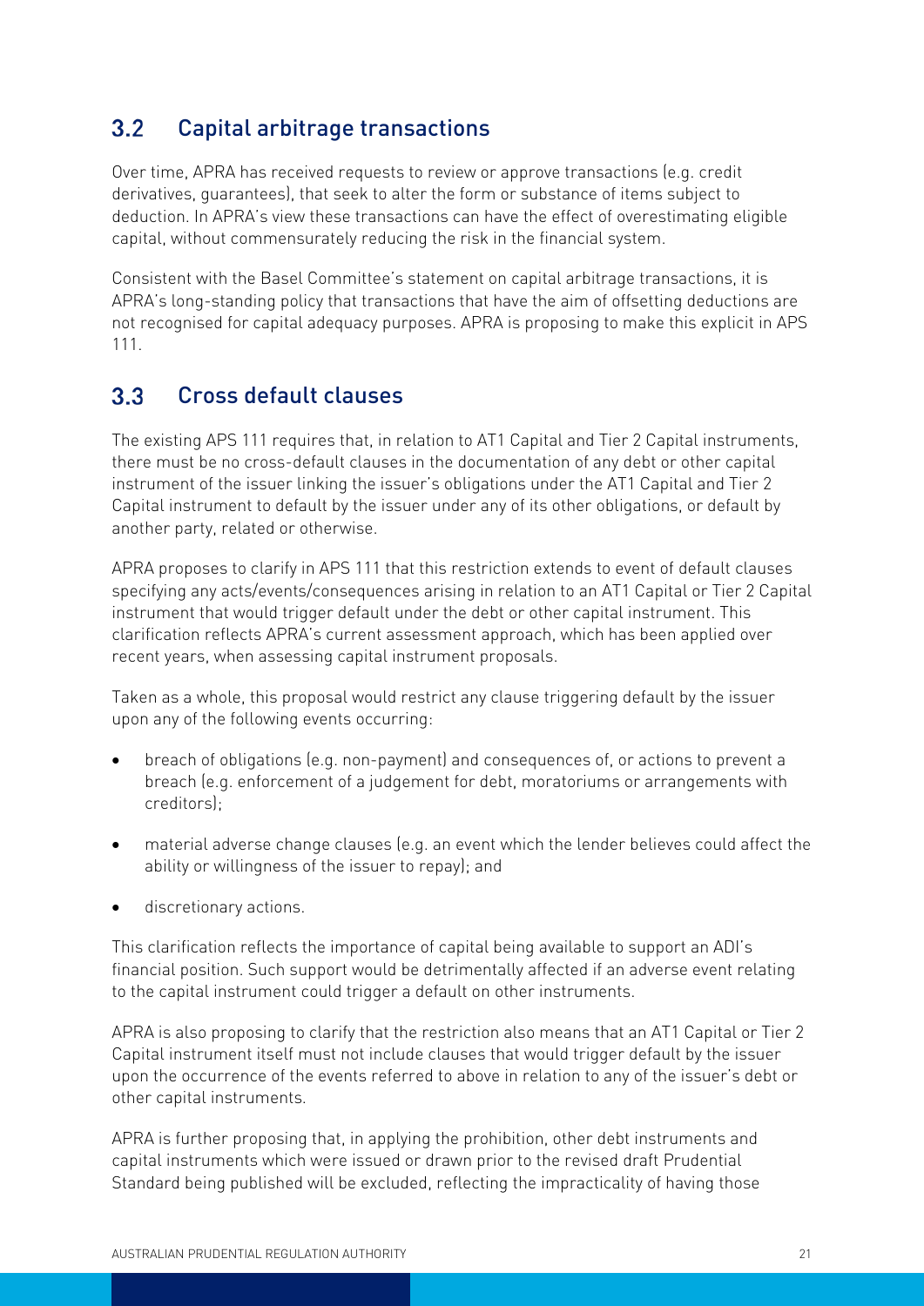## 3.2 Capital arbitrage transactions

Over time, APRA has received requests to review or approve transactions (e.g. credit derivatives, guarantees), that seek to alter the form or substance of items subject to deduction. In APRA's view these transactions can have the effect of overestimating eligible capital, without commensurately reducing the risk in the financial system.

Consistent with the Basel Committee's statement on capital arbitrage transactions, it is APRA's long-standing policy that transactions that have the aim of offsetting deductions are not recognised for capital adequacy purposes. APRA is proposing to make this explicit in APS 111.

## 3.3 Cross default clauses

The existing APS 111 requires that, in relation to AT1 Capital and Tier 2 Capital instruments, there must be no cross-default clauses in the documentation of any debt or other capital instrument of the issuer linking the issuer's obligations under the AT1 Capital and Tier 2 Capital instrument to default by the issuer under any of its other obligations, or default by another party, related or otherwise.

APRA proposes to clarify in APS 111 that this restriction extends to event of default clauses specifying any acts/events/consequences arising in relation to an AT1 Capital or Tier 2 Capital instrument that would trigger default under the debt or other capital instrument. This clarification reflects APRA's current assessment approach, which has been applied over recent years, when assessing capital instrument proposals.

Taken as a whole, this proposal would restrict any clause triggering default by the issuer upon any of the following events occurring:

- breach of obligations (e.g. non-payment) and consequences of, or actions to prevent a breach (e.g. enforcement of a judgement for debt, moratoriums or arrangements with creditors);
- material adverse change clauses (e.g. an event which the lender believes could affect the ability or willingness of the issuer to repay); and
- discretionary actions.

This clarification reflects the importance of capital being available to support an ADI's financial position. Such support would be detrimentally affected if an adverse event relating to the capital instrument could trigger a default on other instruments.

APRA is also proposing to clarify that the restriction also means that an AT1 Capital or Tier 2 Capital instrument itself must not include clauses that would trigger default by the issuer upon the occurrence of the events referred to above in relation to any of the issuer's debt or other capital instruments.

APRA is further proposing that, in applying the prohibition, other debt instruments and capital instruments which were issued or drawn prior to the revised draft Prudential Standard being published will be excluded, reflecting the impracticality of having those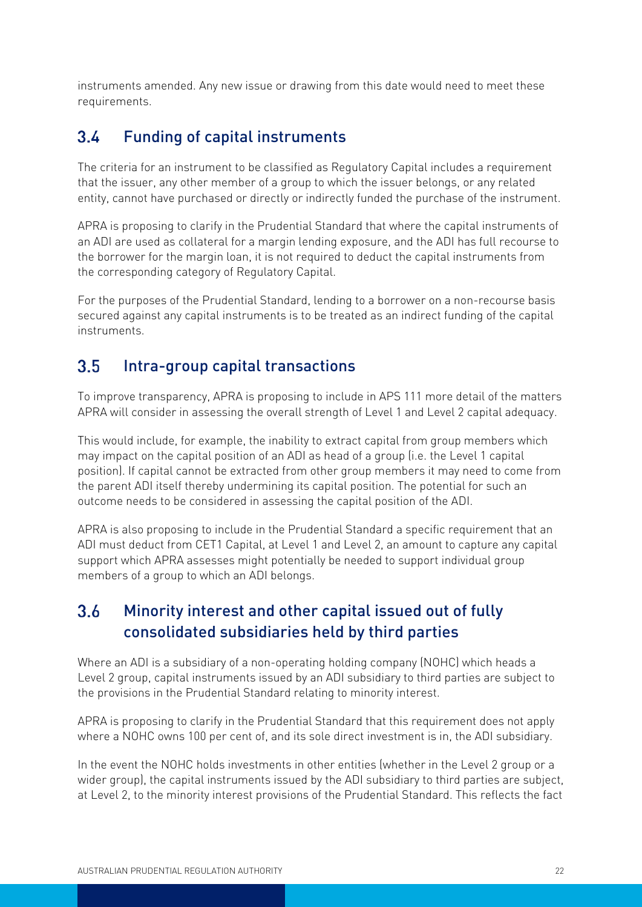instruments amended. Any new issue or drawing from this date would need to meet these requirements.

## 3.4 Funding of capital instruments

The criteria for an instrument to be classified as Regulatory Capital includes a requirement that the issuer, any other member of a group to which the issuer belongs, or any related entity, cannot have purchased or directly or indirectly funded the purchase of the instrument.

APRA is proposing to clarify in the Prudential Standard that where the capital instruments of an ADI are used as collateral for a margin lending exposure, and the ADI has full recourse to the borrower for the margin loan, it is not required to deduct the capital instruments from the corresponding category of Regulatory Capital.

For the purposes of the Prudential Standard, lending to a borrower on a non-recourse basis secured against any capital instruments is to be treated as an indirect funding of the capital instruments.

## 3.5 Intra-group capital transactions

To improve transparency, APRA is proposing to include in APS 111 more detail of the matters APRA will consider in assessing the overall strength of Level 1 and Level 2 capital adequacy.

This would include, for example, the inability to extract capital from group members which may impact on the capital position of an ADI as head of a group (i.e. the Level 1 capital position). If capital cannot be extracted from other group members it may need to come from the parent ADI itself thereby undermining its capital position. The potential for such an outcome needs to be considered in assessing the capital position of the ADI.

APRA is also proposing to include in the Prudential Standard a specific requirement that an ADI must deduct from CET1 Capital, at Level 1 and Level 2, an amount to capture any capital support which APRA assesses might potentially be needed to support individual group members of a group to which an ADI belongs.

## 3.6 Minority interest and other capital issued out of fully consolidated subsidiaries held by third parties

Where an ADI is a subsidiary of a non-operating holding company (NOHC) which heads a Level 2 group, capital instruments issued by an ADI subsidiary to third parties are subject to the provisions in the Prudential Standard relating to minority interest.

APRA is proposing to clarify in the Prudential Standard that this requirement does not apply where a NOHC owns 100 per cent of, and its sole direct investment is in, the ADI subsidiary.

In the event the NOHC holds investments in other entities (whether in the Level 2 group or a wider group), the capital instruments issued by the ADI subsidiary to third parties are subject, at Level 2, to the minority interest provisions of the Prudential Standard. This reflects the fact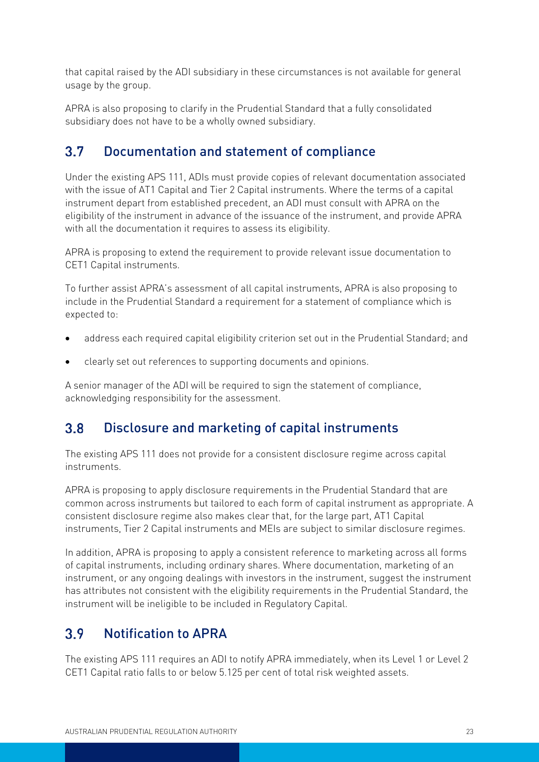that capital raised by the ADI subsidiary in these circumstances is not available for general usage by the group.

APRA is also proposing to clarify in the Prudential Standard that a fully consolidated subsidiary does not have to be a wholly owned subsidiary.

## 3.7 Documentation and statement of compliance

Under the existing APS 111, ADIs must provide copies of relevant documentation associated with the issue of AT1 Capital and Tier 2 Capital instruments. Where the terms of a capital instrument depart from established precedent, an ADI must consult with APRA on the eligibility of the instrument in advance of the issuance of the instrument, and provide APRA with all the documentation it requires to assess its eligibility.

APRA is proposing to extend the requirement to provide relevant issue documentation to CET1 Capital instruments.

To further assist APRA's assessment of all capital instruments, APRA is also proposing to include in the Prudential Standard a requirement for a statement of compliance which is expected to:

- address each required capital eligibility criterion set out in the Prudential Standard; and
- clearly set out references to supporting documents and opinions.

A senior manager of the ADI will be required to sign the statement of compliance, acknowledging responsibility for the assessment.

## 3.8 Disclosure and marketing of capital instruments

The existing APS 111 does not provide for a consistent disclosure regime across capital instruments.

APRA is proposing to apply disclosure requirements in the Prudential Standard that are common across instruments but tailored to each form of capital instrument as appropriate. A consistent disclosure regime also makes clear that, for the large part, AT1 Capital instruments, Tier 2 Capital instruments and MEIs are subject to similar disclosure regimes.

In addition, APRA is proposing to apply a consistent reference to marketing across all forms of capital instruments, including ordinary shares. Where documentation, marketing of an instrument, or any ongoing dealings with investors in the instrument, suggest the instrument has attributes not consistent with the eligibility requirements in the Prudential Standard, the instrument will be ineligible to be included in Regulatory Capital.

## 3.9 Notification to APRA

The existing APS 111 requires an ADI to notify APRA immediately, when its Level 1 or Level 2 CET1 Capital ratio falls to or below 5.125 per cent of total risk weighted assets.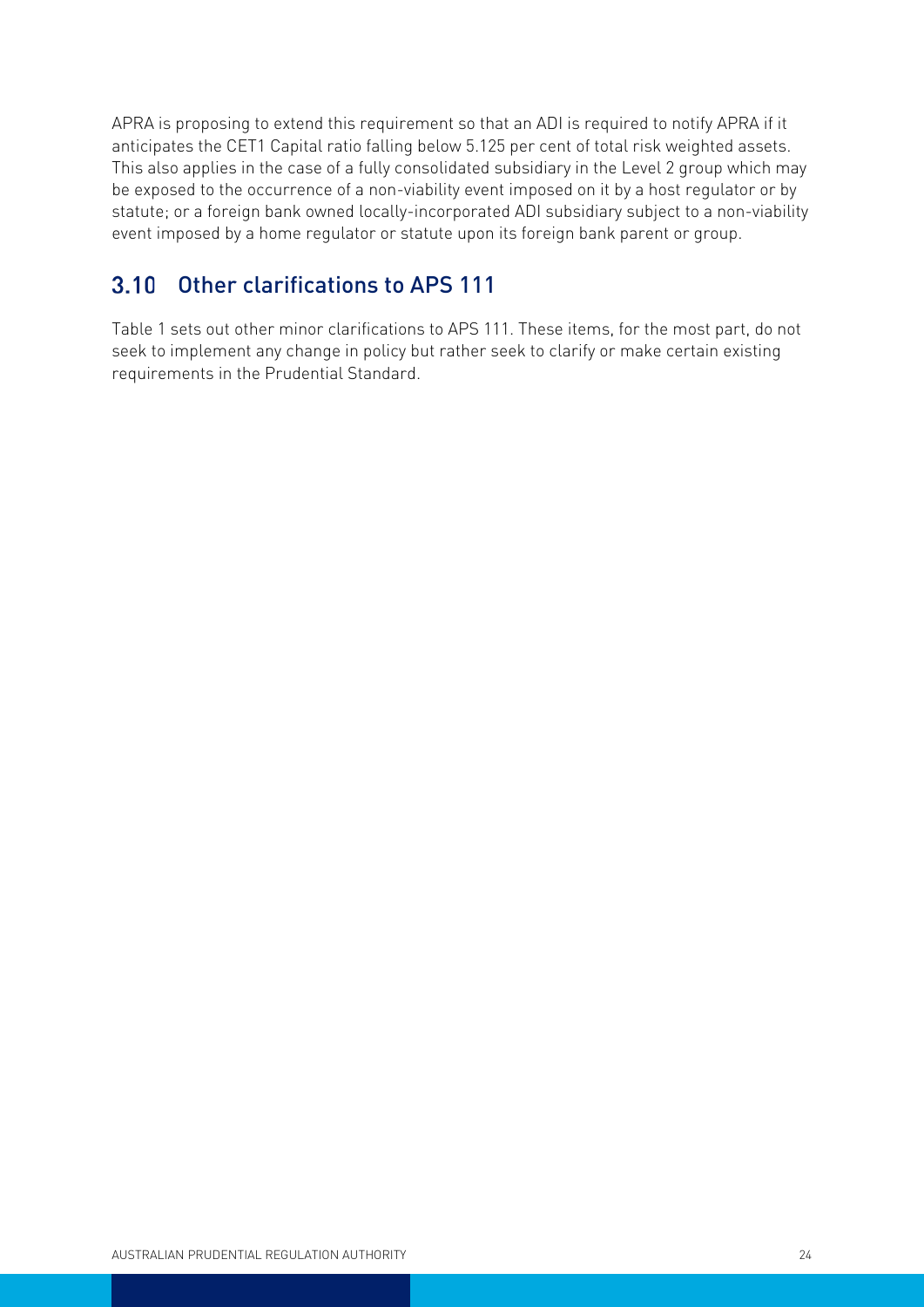APRA is proposing to extend this requirement so that an ADI is required to notify APRA if it anticipates the CET1 Capital ratio falling below 5.125 per cent of total risk weighted assets. This also applies in the case of a fully consolidated subsidiary in the Level 2 group which may be exposed to the occurrence of a non-viability event imposed on it by a host regulator or by statute; or a foreign bank owned locally-incorporated ADI subsidiary subject to a non-viability event imposed by a home regulator or statute upon its foreign bank parent or group.

## 3.10 Other clarifications to APS 111

Table 1 sets out other minor clarifications to APS 111. These items, for the most part, do not seek to implement any change in policy but rather seek to clarify or make certain existing requirements in the Prudential Standard.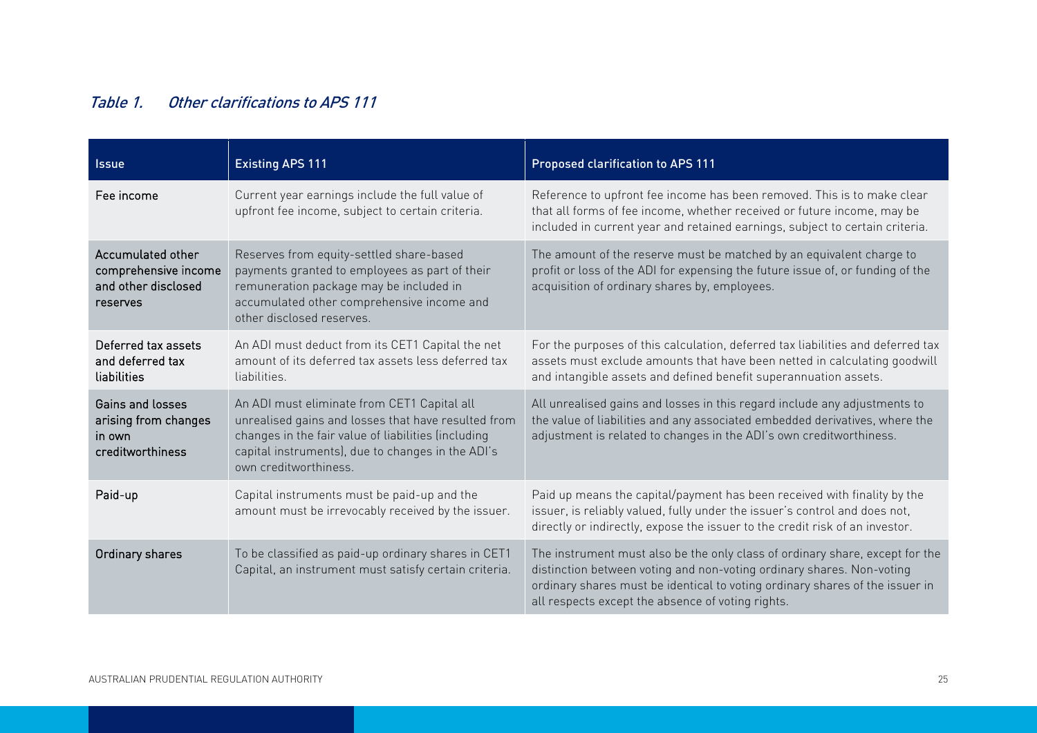*Table 1. Other clarifications to APS 111*

| Issue | Existing APS 111 | Proposed clarification to APS 111 |
|---|---|---|
| Fee income | Current year earnings include the full value of upfront fee income, subject to certain criteria. | Reference to upfront fee income has been removed. This is to make clear that all forms of fee income, whether received or future income, may be included in current year and retained earnings, subject to certain criteria. |
| Accumulated other comprehensive income and other disclosed reserves | Reserves from equity-settled share-based payments granted to employees as part of their remuneration package may be included in accumulated other comprehensive income and other disclosed reserves. | The amount of the reserve must be matched by an equivalent charge to profit or loss of the ADI for expensing the future issue of, or funding of the acquisition of ordinary shares by, employees. |
| Deferred tax assets and deferred tax liabilities | An ADI must deduct from its CET1 Capital the net amount of its deferred tax assets less deferred tax liabilities. | For the purposes of this calculation, deferred tax liabilities and deferred tax assets must exclude amounts that have been netted in calculating goodwill and intangible assets and defined benefit superannuation assets. |
| Gains and losses arising from changes in own creditworthiness | An ADI must eliminate from CET1 Capital all unrealised gains and losses that have resulted from changes in the fair value of liabilities (including capital instruments), due to changes in the ADI's own creditworthiness. | All unrealised gains and losses in this regard include any adjustments to the value of liabilities and any associated embedded derivatives, where the adjustment is related to changes in the ADI's own creditworthiness. |
| Paid-up | Capital instruments must be paid-up and the amount must be irrevocably received by the issuer. | Paid up means the capital/payment has been received with finality by the issuer, is reliably valued, fully under the issuer's control and does not, directly or indirectly, expose the issuer to the credit risk of an investor. |
| Ordinary shares | To be classified as paid-up ordinary shares in CET1 Capital, an instrument must satisfy certain criteria. | The instrument must also be the only class of ordinary share, except for the distinction between voting and non-voting ordinary shares. Non-voting ordinary shares must be identical to voting ordinary shares of the issuer in all respects except the absence of voting rights. |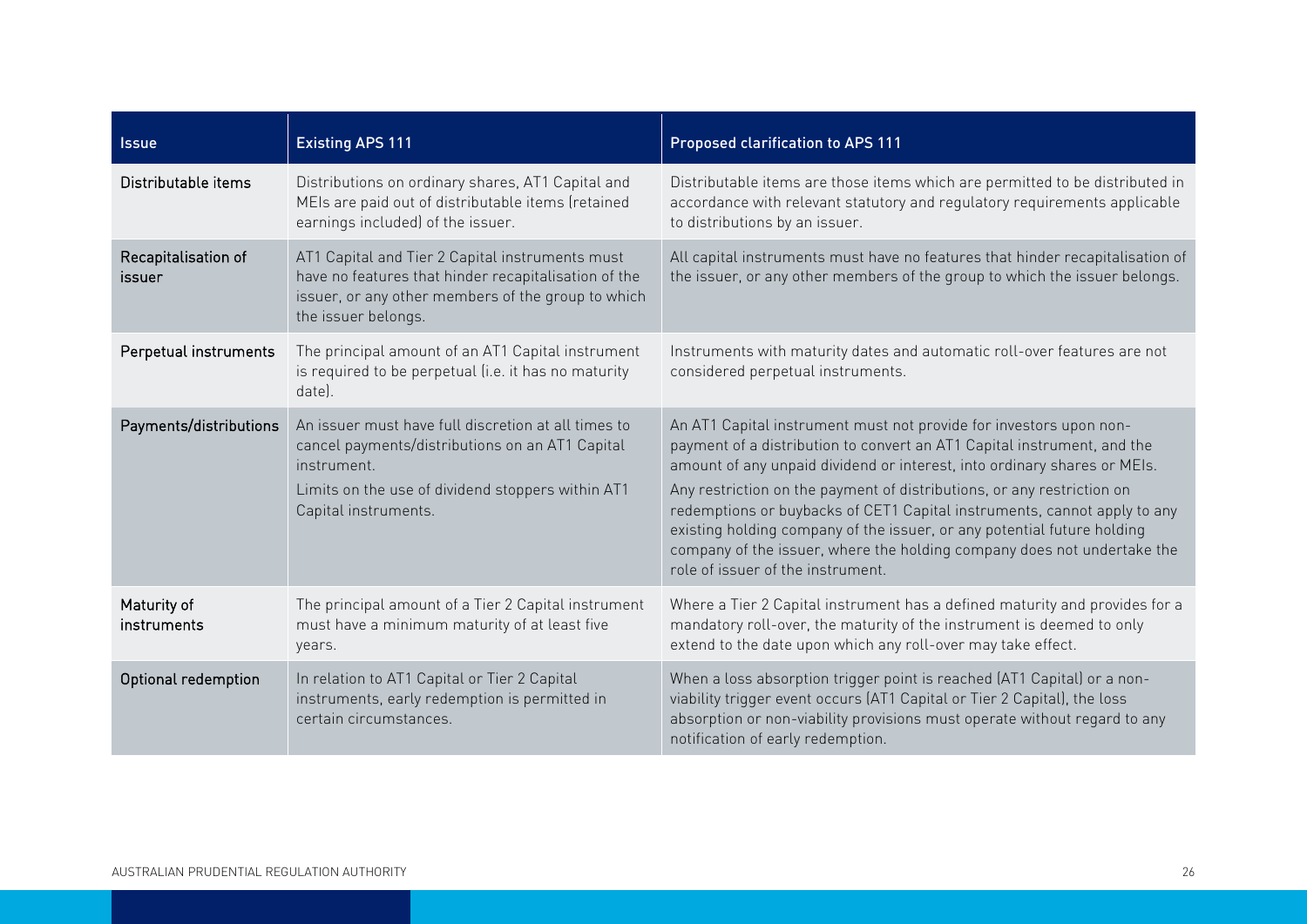| Issue | Existing APS 111 | Proposed clarification to APS 111 |
| --- | --- | --- |
| Distributable items | Distributions on ordinary shares, AT1 Capital and MEIs are paid out of distributable items (retained earnings included) of the issuer. | Distributable items are those items which are permitted to be distributed in accordance with relevant statutory and regulatory requirements applicable to distributions by an issuer. |
| Recapitalisation of issuer | AT1 Capital and Tier 2 Capital instruments must have no features that hinder recapitalisation of the issuer, or any other members of the group to which the issuer belongs. | All capital instruments must have no features that hinder recapitalisation of the issuer, or any other members of the group to which the issuer belongs. |
| Perpetual instruments | The principal amount of an AT1 Capital instrument is required to be perpetual (i.e. it has no maturity date). | Instruments with maturity dates and automatic roll-over features are not considered perpetual instruments. |
| Payments/distributions | An issuer must have full discretion at all times to cancel payments/distributions on an AT1 Capital instrument.<br><br>Limits on the use of dividend stoppers within AT1 Capital instruments. | An AT1 Capital instrument must not provide for investors upon non-payment of a distribution to convert an AT1 Capital instrument, and the amount of any unpaid dividend or interest, into ordinary shares or MEIs.<br><br>Any restriction on the payment of distributions, or any restriction on redemptions or buybacks of CET1 Capital instruments, cannot apply to any existing holding company of the issuer, or any potential future holding company of the issuer, where the holding company does not undertake the role of issuer of the instrument. |
| Maturity of instruments | The principal amount of a Tier 2 Capital instrument must have a minimum maturity of at least five years. | Where a Tier 2 Capital instrument has a defined maturity and provides for a mandatory roll-over, the maturity of the instrument is deemed to only extend to the date upon which any roll-over may take effect. |
| Optional redemption | In relation to AT1 Capital or Tier 2 Capital instruments, early redemption is permitted in certain circumstances. | When a loss absorption trigger point is reached (AT1 Capital) or a non-viability trigger event occurs (AT1 Capital or Tier 2 Capital), the loss absorption or non-viability provisions must operate without regard to any notification of early redemption. |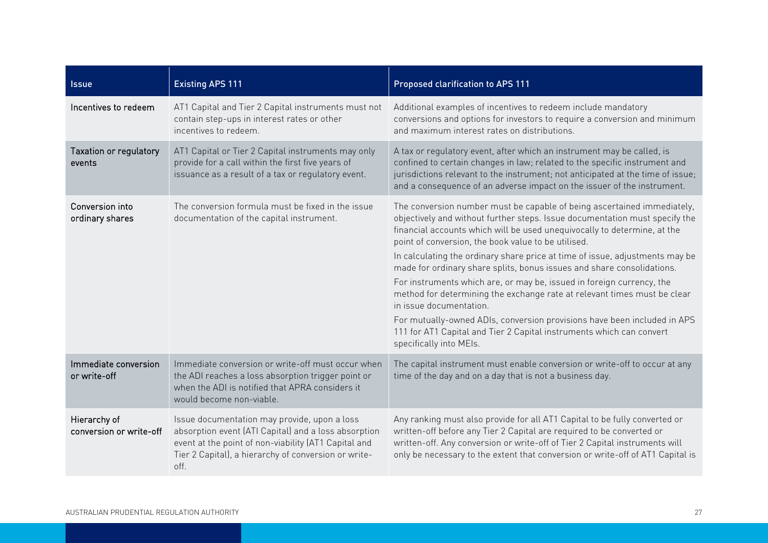| Issue | Existing APS 111 | Proposed clarification to APS 111 |
|---|---|---|
| Incentives to redeem | AT1 Capital and Tier 2 Capital instruments must not contain step-ups in interest rates or other incentives to redeem. | Additional examples of incentives to redeem include mandatory conversions and options for investors to require a conversion and minimum and maximum interest rates on distributions. |
| Taxation or regulatory events | AT1 Capital or Tier 2 Capital instruments may only provide for a call within the first five years of issuance as a result of a tax or regulatory event. | A tax or regulatory event, after which an instrument may be called, is confined to certain changes in law; related to the specific instrument and jurisdictions relevant to the instrument; not anticipated at the time of issue; and a consequence of an adverse impact on the issuer of the instrument. |
| Conversion into ordinary shares | The conversion formula must be fixed in the issue documentation of the capital instrument. | The conversion number must be capable of being ascertained immediately, objectively and without further steps. Issue documentation must specify the financial accounts which will be used unequivocally to determine, at the point of conversion, the book value to be utilised.<br><br>In calculating the ordinary share price at time of issue, adjustments may be made for ordinary share splits, bonus issues and share consolidations.<br><br>For instruments which are, or may be, issued in foreign currency, the method for determining the exchange rate at relevant times must be clear in issue documentation.<br><br>For mutually-owned ADIs, conversion provisions have been included in APS 111 for AT1 Capital and Tier 2 Capital instruments which can convert specifically into MEIs. |
| Immediate conversion or write-off | Immediate conversion or write-off must occur when the ADI reaches a loss absorption trigger point or when the ADI is notified that APRA considers it would become non-viable. | The capital instrument must enable conversion or write-off to occur at any time of the day and on a day that is not a business day. |
| Hierarchy of conversion or write-off | Issue documentation may provide, upon a loss absorption event (ATI Capital) and a loss absorption event at the point of non-viability (AT1 Capital and Tier 2 Capital), a hierarchy of conversion or write-off. | Any ranking must also provide for all AT1 Capital to be fully converted or written-off before any Tier 2 Capital are required to be converted or written-off. Any conversion or write-off of Tier 2 Capital instruments will only be necessary to the extent that conversion or write-off of AT1 Capital is |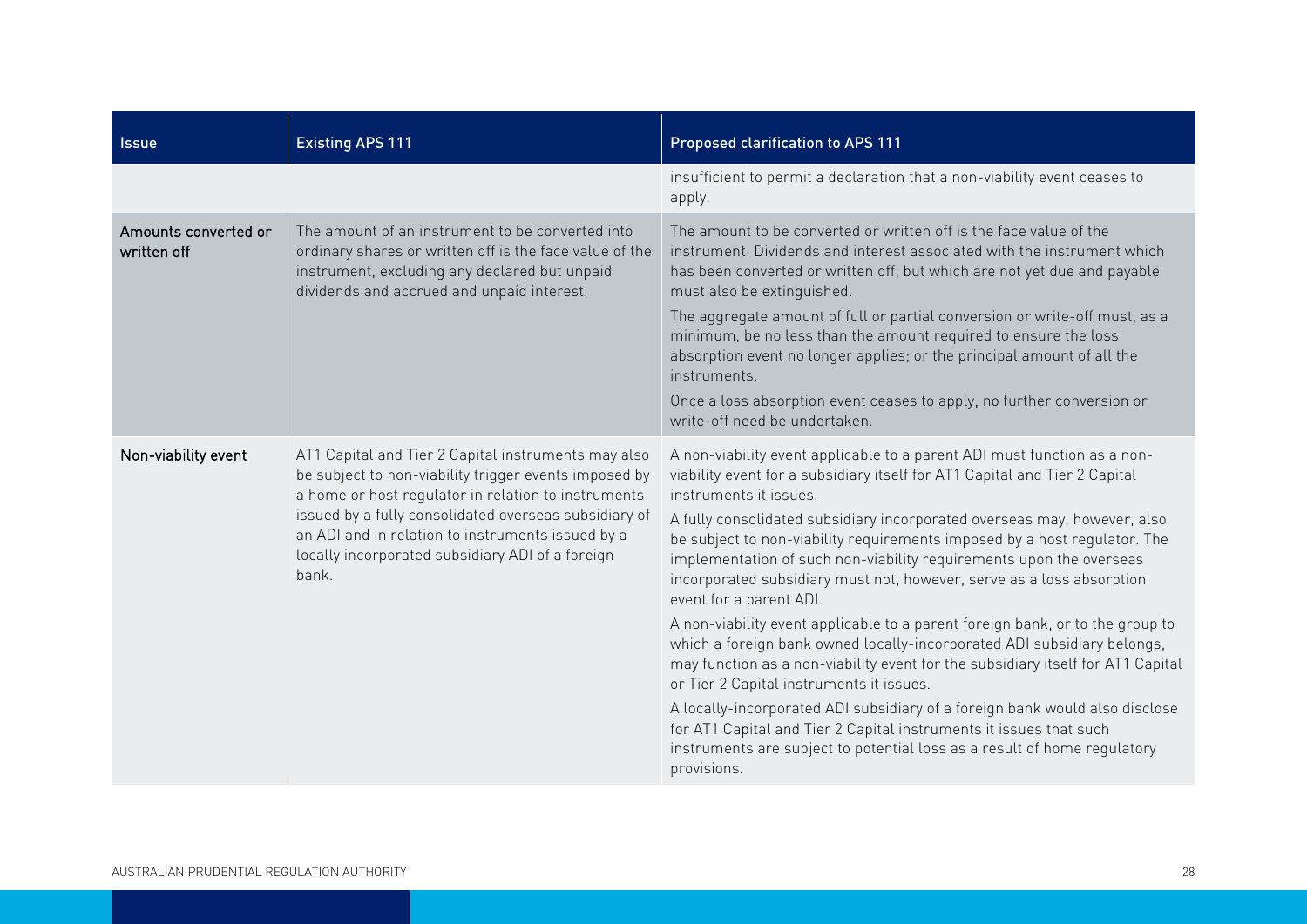| Issue | Existing APS 111 | Proposed clarification to APS 111 |
|---|---|---|
| | | insufficient to permit a declaration that a non-viability event ceases to apply. |
| Amounts converted or written off | The amount of an instrument to be converted into ordinary shares or written off is the face value of the instrument, excluding any declared but unpaid dividends and accrued and unpaid interest. | The amount to be converted or written off is the face value of the instrument. Dividends and interest associated with the instrument which has been converted or written off, but which are not yet due and payable must also be extinguished.<br><br>The aggregate amount of full or partial conversion or write-off must, as a minimum, be no less than the amount required to ensure the loss absorption event no longer applies; or the principal amount of all the instruments.<br><br>Once a loss absorption event ceases to apply, no further conversion or write-off need be undertaken. |
| Non-viability event | AT1 Capital and Tier 2 Capital instruments may also be subject to non-viability trigger events imposed by a home or host regulator in relation to instruments issued by a fully consolidated overseas subsidiary of an ADI and in relation to instruments issued by a locally incorporated subsidiary ADI of a foreign bank. | A non-viability event applicable to a parent ADI must function as a non-viability event for a subsidiary itself for AT1 Capital and Tier 2 Capital instruments it issues.<br><br>A fully consolidated subsidiary incorporated overseas may, however, also be subject to non-viability requirements imposed by a host regulator. The implementation of such non-viability requirements upon the overseas incorporated subsidiary must not, however, serve as a loss absorption event for a parent ADI.<br><br>A non-viability event applicable to a parent foreign bank, or to the group to which a foreign bank owned locally-incorporated ADI subsidiary belongs, may function as a non-viability event for the subsidiary itself for AT1 Capital or Tier 2 Capital instruments it issues.<br><br>A locally-incorporated ADI subsidiary of a foreign bank would also disclose for AT1 Capital and Tier 2 Capital instruments it issues that such instruments are subject to potential loss as a result of home regulatory provisions. |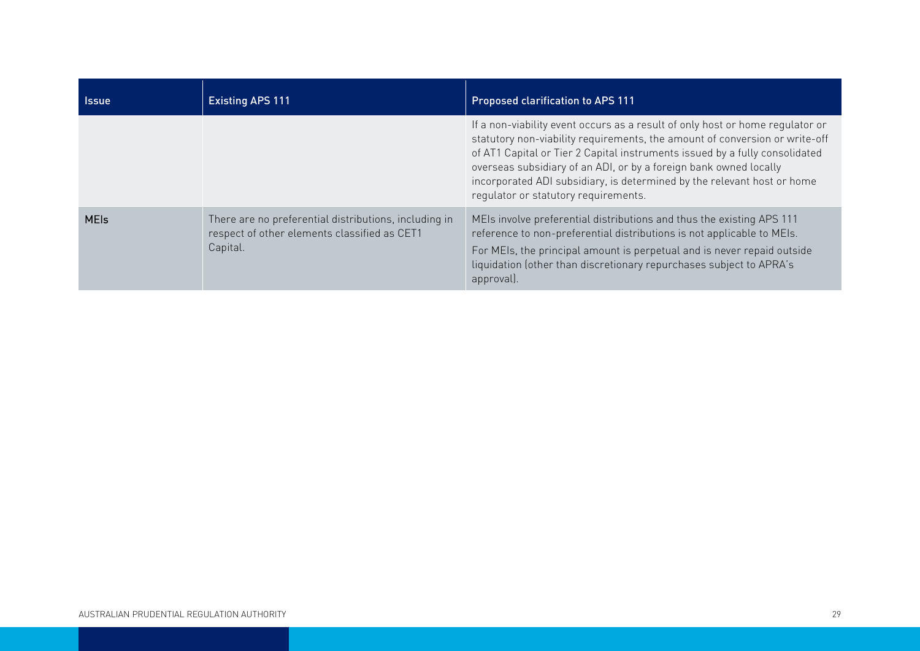| Issue | Existing APS 111 | Proposed clarification to APS 111 |
|---|---|---|
| | | If a non-viability event occurs as a result of only host or home regulator or statutory non-viability requirements, the amount of conversion or write-off of AT1 Capital or Tier 2 Capital instruments issued by a fully consolidated overseas subsidiary of an ADI, or by a foreign bank owned locally incorporated ADI subsidiary, is determined by the relevant host or home regulator or statutory requirements. |
| MEIs | There are no preferential distributions, including in respect of other elements classified as CET1 Capital. | MEIs involve preferential distributions and thus the existing APS 111 reference to non-preferential distributions is not applicable to MEIs.<br>For MEIs, the principal amount is perpetual and is never repaid outside liquidation (other than discretionary repurchases subject to APRA's approval). |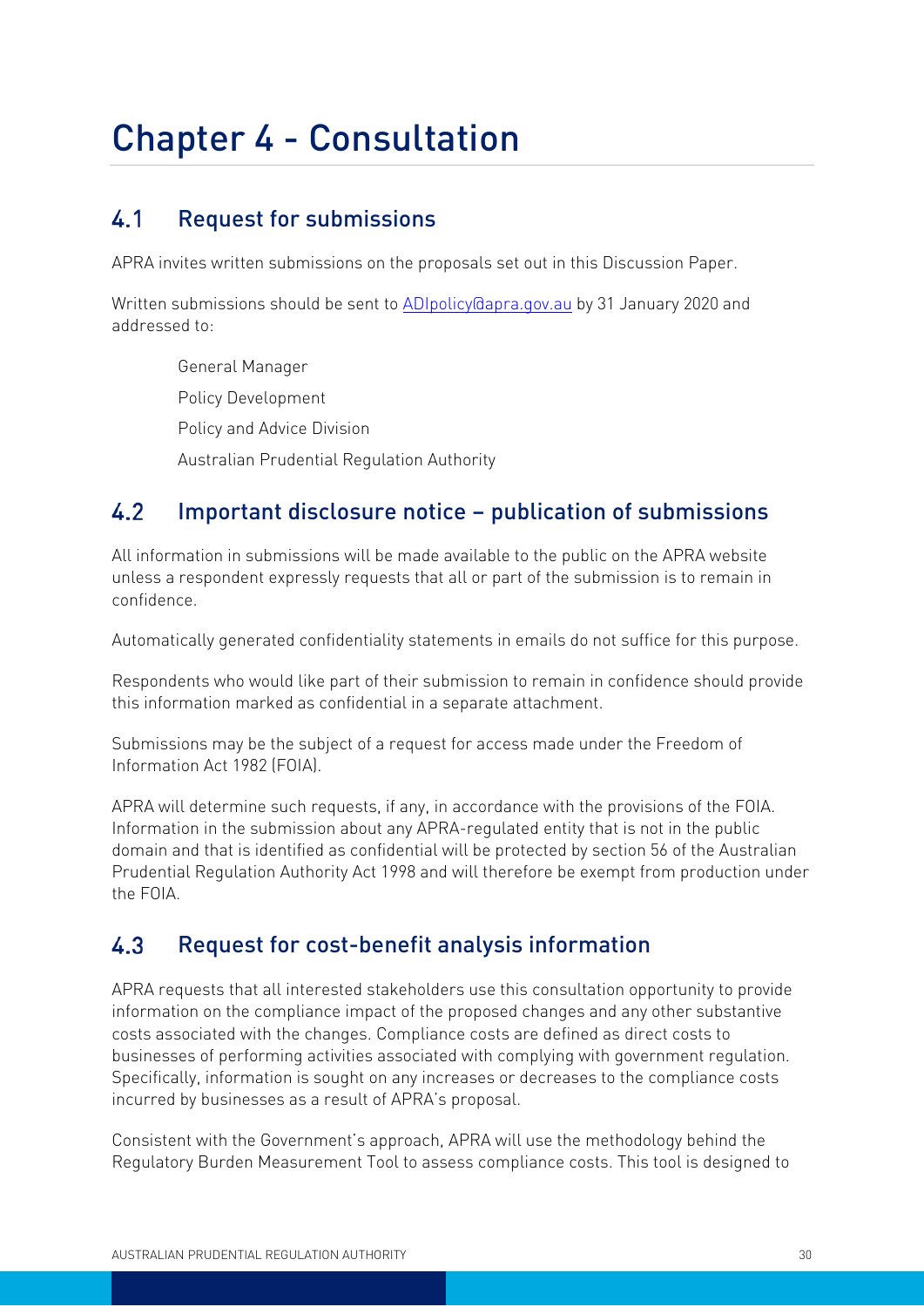# Chapter 4 - Consultation

## 4.1 Request for submissions

APRA invites written submissions on the proposals set out in this Discussion Paper.

Written submissions should be sent to [ADIpolicy@apra.gov.au](mailto:ADIpolicy@apra.gov.au) by 31 January 2020 and addressed to:

General Manager

Policy Development

Policy and Advice Division

Australian Prudential Regulation Authority

## 4.2 Important disclosure notice – publication of submissions

All information in submissions will be made available to the public on the APRA website unless a respondent expressly requests that all or part of the submission is to remain in confidence.

Automatically generated confidentiality statements in emails do not suffice for this purpose.

Respondents who would like part of their submission to remain in confidence should provide this information marked as confidential in a separate attachment.

Submissions may be the subject of a request for access made under the Freedom of Information Act 1982 (FOIA).

APRA will determine such requests, if any, in accordance with the provisions of the FOIA. Information in the submission about any APRA-regulated entity that is not in the public domain and that is identified as confidential will be protected by section 56 of the Australian Prudential Regulation Authority Act 1998 and will therefore be exempt from production under the FOIA.

## 4.3 Request for cost-benefit analysis information

APRA requests that all interested stakeholders use this consultation opportunity to provide information on the compliance impact of the proposed changes and any other substantive costs associated with the changes. Compliance costs are defined as direct costs to businesses of performing activities associated with complying with government regulation. Specifically, information is sought on any increases or decreases to the compliance costs incurred by businesses as a result of APRA's proposal.

Consistent with the Government's approach, APRA will use the methodology behind the Regulatory Burden Measurement Tool to assess compliance costs. This tool is designed to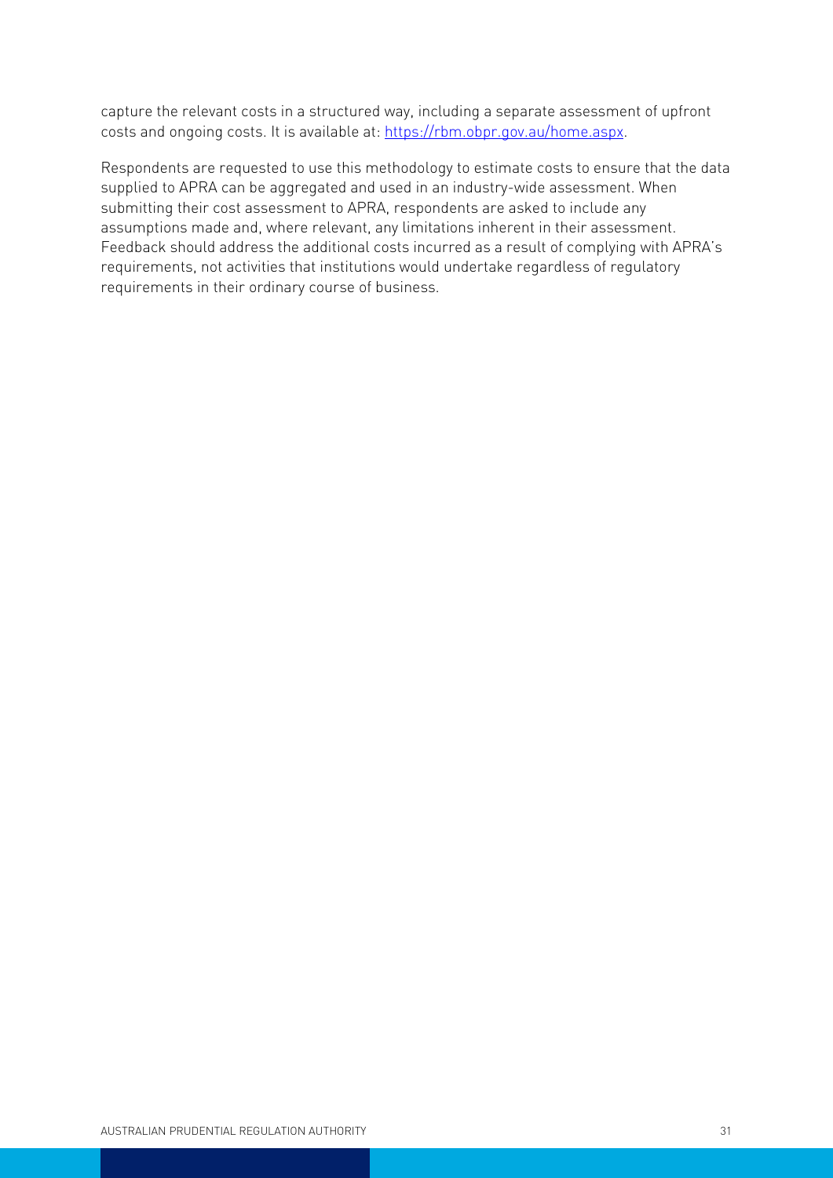capture the relevant costs in a structured way, including a separate assessment of upfront costs and ongoing costs. It is available at: [https://rbm.obpr.gov.au/home.aspx](https://rbm.obpr.gov.au/home.aspx).

Respondents are requested to use this methodology to estimate costs to ensure that the data supplied to APRA can be aggregated and used in an industry-wide assessment. When submitting their cost assessment to APRA, respondents are asked to include any assumptions made and, where relevant, any limitations inherent in their assessment. Feedback should address the additional costs incurred as a result of complying with APRA's requirements, not activities that institutions would undertake regardless of regulatory requirements in their ordinary course of business.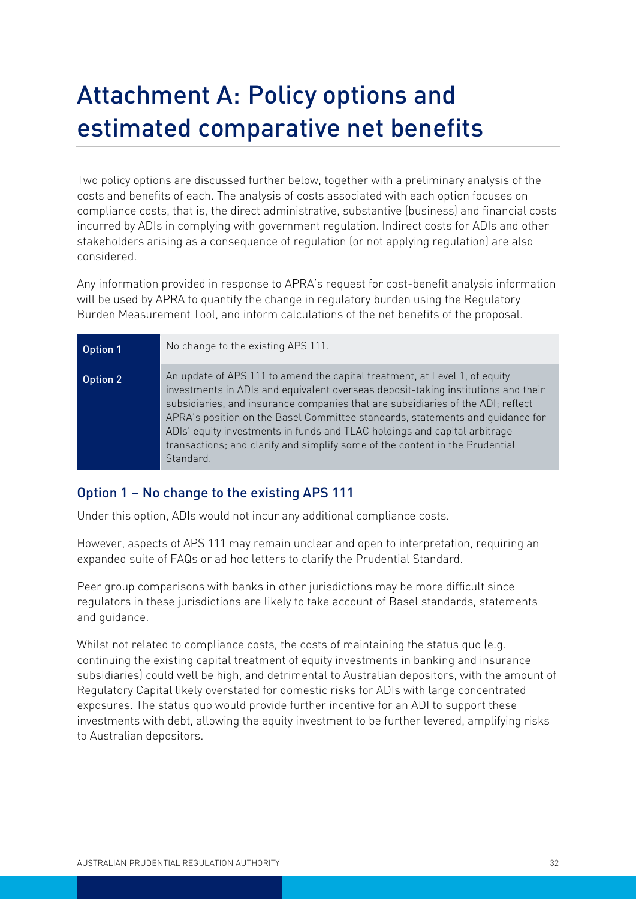# Attachment A: Policy options and estimated comparative net benefits

Two policy options are discussed further below, together with a preliminary analysis of the costs and benefits of each. The analysis of costs associated with each option focuses on compliance costs, that is, the direct administrative, substantive (business) and financial costs incurred by ADIs in complying with government regulation. Indirect costs for ADIs and other stakeholders arising as a consequence of regulation (or not applying regulation) are also considered.

Any information provided in response to APRA's request for cost-benefit analysis information will be used by APRA to quantify the change in regulatory burden using the Regulatory Burden Measurement Tool, and inform calculations of the net benefits of the proposal.

| | |
|---|---|
| **Option 1** | No change to the existing APS 111. |
| **Option 2** | An update of APS 111 to amend the capital treatment, at Level 1, of equity investments in ADIs and equivalent overseas deposit-taking institutions and their subsidiaries, and insurance companies that are subsidiaries of the ADI; reflect APRA's position on the Basel Committee standards, statements and guidance for ADIs' equity investments in funds and TLAC holdings and capital arbitrage transactions; and clarify and simplify some of the content in the Prudential Standard. |

## Option 1 – No change to the existing APS 111

Under this option, ADIs would not incur any additional compliance costs.

However, aspects of APS 111 may remain unclear and open to interpretation, requiring an expanded suite of FAQs or ad hoc letters to clarify the Prudential Standard.

Peer group comparisons with banks in other jurisdictions may be more difficult since regulators in these jurisdictions are likely to take account of Basel standards, statements and guidance.

Whilst not related to compliance costs, the costs of maintaining the status quo (e.g. continuing the existing capital treatment of equity investments in banking and insurance subsidiaries) could well be high, and detrimental to Australian depositors, with the amount of Regulatory Capital likely overstated for domestic risks for ADIs with large concentrated exposures. The status quo would provide further incentive for an ADI to support these investments with debt, allowing the equity investment to be further levered, amplifying risks to Australian depositors.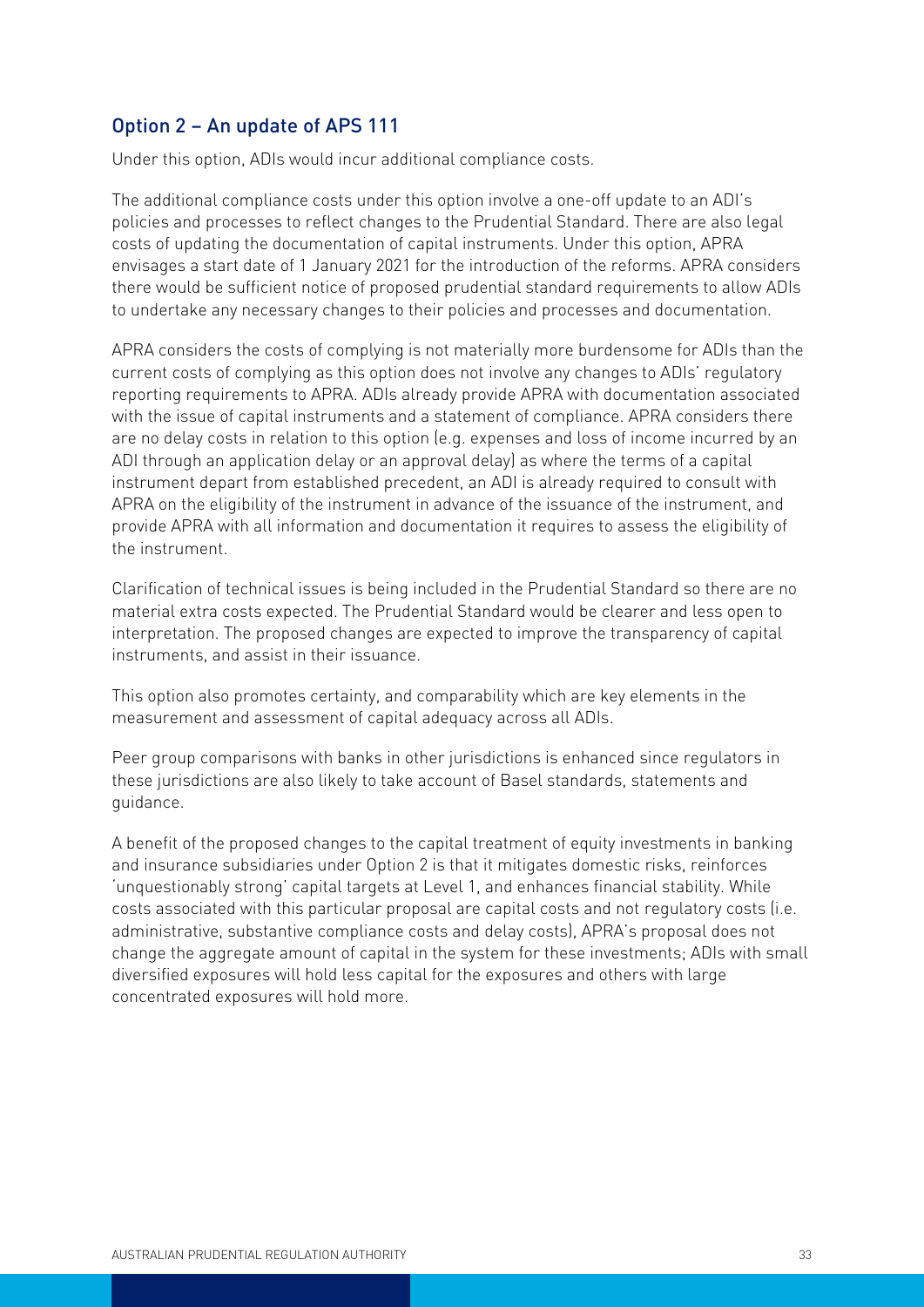## Option 2 – An update of APS 111

Under this option, ADIs would incur additional compliance costs.

The additional compliance costs under this option involve a one-off update to an ADI's policies and processes to reflect changes to the Prudential Standard. There are also legal costs of updating the documentation of capital instruments. Under this option, APRA envisages a start date of 1 January 2021 for the introduction of the reforms. APRA considers there would be sufficient notice of proposed prudential standard requirements to allow ADIs to undertake any necessary changes to their policies and processes and documentation.

APRA considers the costs of complying is not materially more burdensome for ADIs than the current costs of complying as this option does not involve any changes to ADIs' regulatory reporting requirements to APRA. ADIs already provide APRA with documentation associated with the issue of capital instruments and a statement of compliance. APRA considers there are no delay costs in relation to this option (e.g. expenses and loss of income incurred by an ADI through an application delay or an approval delay) as where the terms of a capital instrument depart from established precedent, an ADI is already required to consult with APRA on the eligibility of the instrument in advance of the issuance of the instrument, and provide APRA with all information and documentation it requires to assess the eligibility of the instrument.

Clarification of technical issues is being included in the Prudential Standard so there are no material extra costs expected. The Prudential Standard would be clearer and less open to interpretation. The proposed changes are expected to improve the transparency of capital instruments, and assist in their issuance.

This option also promotes certainty, and comparability which are key elements in the measurement and assessment of capital adequacy across all ADIs.

Peer group comparisons with banks in other jurisdictions is enhanced since regulators in these jurisdictions are also likely to take account of Basel standards, statements and guidance.

A benefit of the proposed changes to the capital treatment of equity investments in banking and insurance subsidiaries under Option 2 is that it mitigates domestic risks, reinforces 'unquestionably strong' capital targets at Level 1, and enhances financial stability. While costs associated with this particular proposal are capital costs and not regulatory costs (i.e. administrative, substantive compliance costs and delay costs), APRA's proposal does not change the aggregate amount of capital in the system for these investments; ADIs with small diversified exposures will hold less capital for the exposures and others with large concentrated exposures will hold more.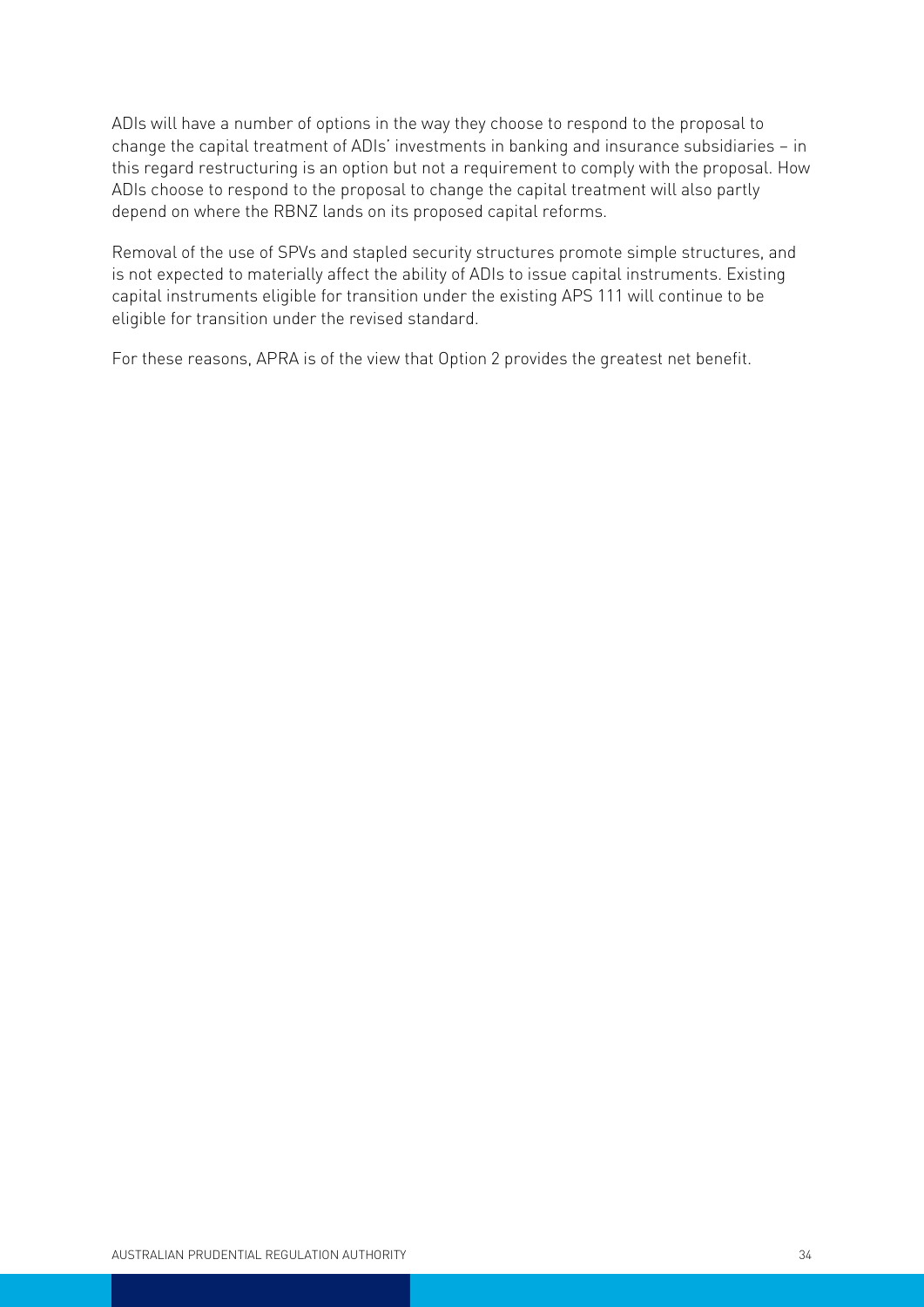ADIs will have a number of options in the way they choose to respond to the proposal to change the capital treatment of ADIs' investments in banking and insurance subsidiaries – in this regard restructuring is an option but not a requirement to comply with the proposal. How ADIs choose to respond to the proposal to change the capital treatment will also partly depend on where the RBNZ lands on its proposed capital reforms.

Removal of the use of SPVs and stapled security structures promote simple structures, and is not expected to materially affect the ability of ADIs to issue capital instruments. Existing capital instruments eligible for transition under the existing APS 111 will continue to be eligible for transition under the revised standard.

For these reasons, APRA is of the view that Option 2 provides the greatest net benefit.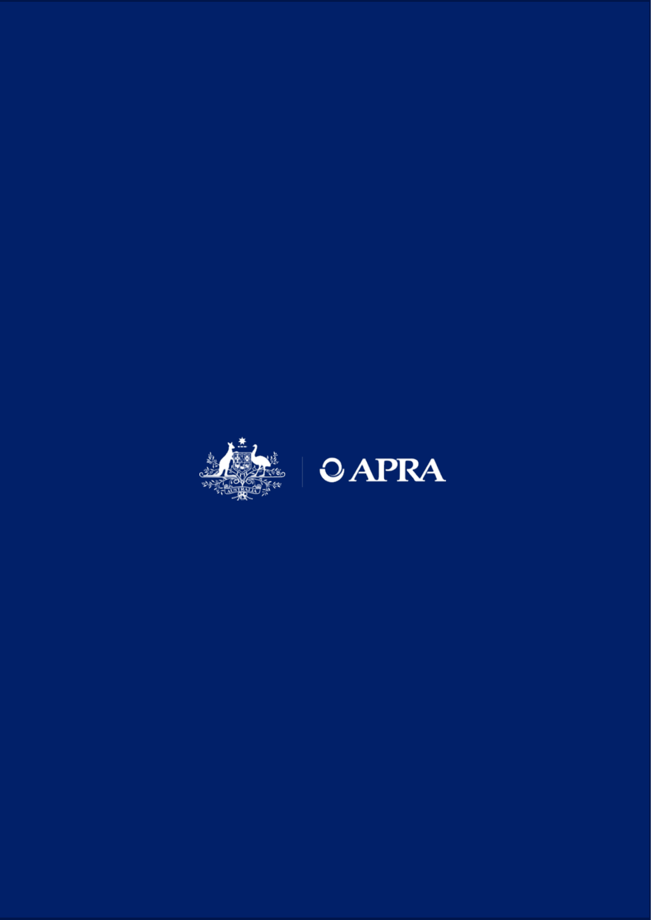APRA